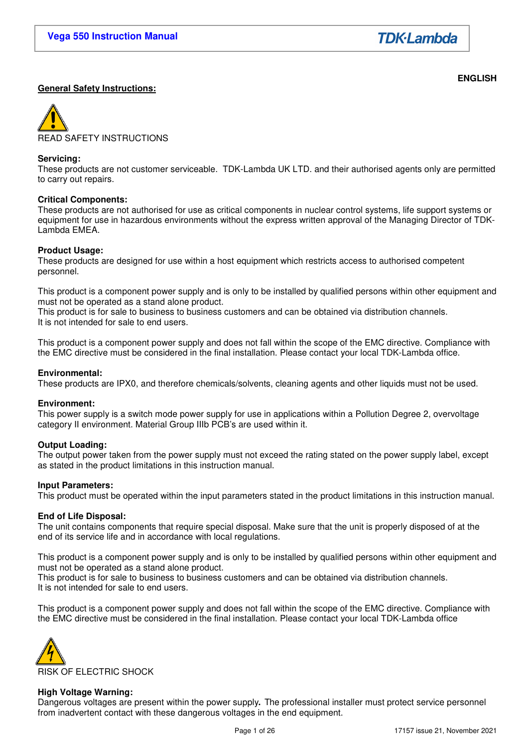ENGLISH

## General Safety Instructions:

READ SAFETY INSTRUCTIONS

**Servicing:**
These products are not customer serviceable. TDK-Lambda UK LTD. and their authorised agents only are permitted to carry out repairs.

**Critical Components:**
These products are not authorised for use as critical components in nuclear control systems, life support systems or equipment for use in hazardous environments without the express written approval of the Managing Director of TDK-Lambda EMEA.

**Product Usage:**
These products are designed for use within a host equipment which restricts access to authorised competent personnel.

This product is a component power supply and is only to be installed by qualified persons within other equipment and must not be operated as a stand alone product.
This product is for sale to business to business customers and can be obtained via distribution channels.
It is not intended for sale to end users.

This product is a component power supply and does not fall within the scope of the EMC directive. Compliance with the EMC directive must be considered in the final installation. Please contact your local TDK-Lambda office.

**Environmental:**
These products are IPX0, and therefore chemicals/solvents, cleaning agents and other liquids must not be used.

**Environment:**
This power supply is a switch mode power supply for use in applications within a Pollution Degree 2, overvoltage category II environment. Material Group IIIb PCB's are used within it.

**Output Loading:**
The output power taken from the power supply must not exceed the rating stated on the power supply label, except as stated in the product limitations in this instruction manual.

**Input Parameters:**
This product must be operated within the input parameters stated in the product limitations in this instruction manual.

**End of Life Disposal:**
The unit contains components that require special disposal. Make sure that the unit is properly disposed of at the end of its service life and in accordance with local regulations.

This product is a component power supply and is only to be installed by qualified persons within other equipment and must not be operated as a stand alone product.
This product is for sale to business to business customers and can be obtained via distribution channels.
It is not intended for sale to end users.

This product is a component power supply and does not fall within the scope of the EMC directive. Compliance with the EMC directive must be considered in the final installation. Please contact your local TDK-Lambda office

RISK OF ELECTRIC SHOCK

**High Voltage Warning:**
Dangerous voltages are present within the power supply**.** The professional installer must protect service personnel from inadvertent contact with these dangerous voltages in the end equipment.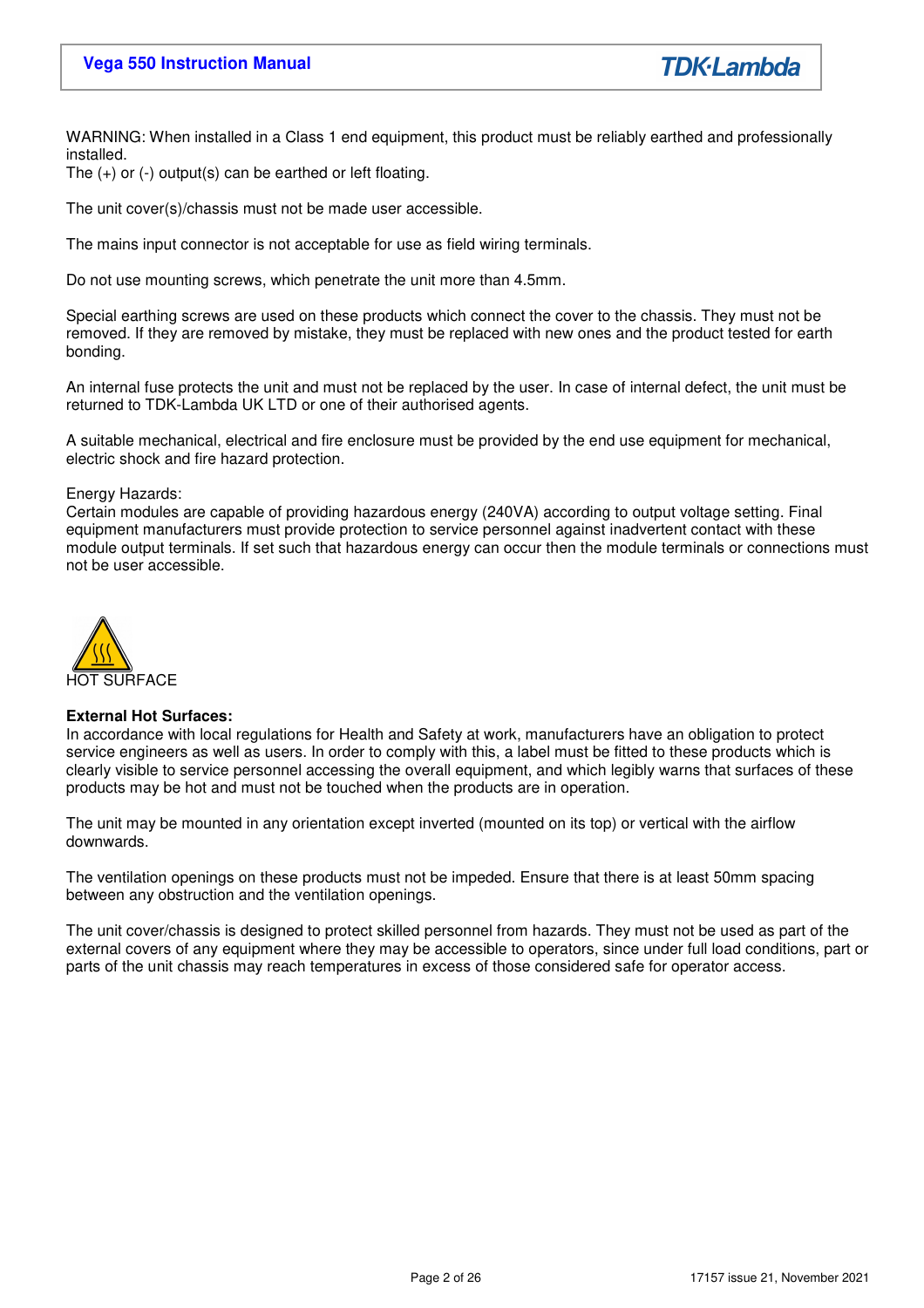WARNING: When installed in a Class 1 end equipment, this product must be reliably earthed and professionally installed.
The (+) or (-) output(s) can be earthed or left floating.

The unit cover(s)/chassis must not be made user accessible.

The mains input connector is not acceptable for use as field wiring terminals.

Do not use mounting screws, which penetrate the unit more than 4.5mm.

Special earthing screws are used on these products which connect the cover to the chassis. They must not be removed. If they are removed by mistake, they must be replaced with new ones and the product tested for earth bonding.

An internal fuse protects the unit and must not be replaced by the user. In case of internal defect, the unit must be returned to TDK-Lambda UK LTD or one of their authorised agents.

A suitable mechanical, electrical and fire enclosure must be provided by the end use equipment for mechanical, electric shock and fire hazard protection.

Energy Hazards:
Certain modules are capable of providing hazardous energy (240VA) according to output voltage setting. Final equipment manufacturers must provide protection to service personnel against inadvertent contact with these module output terminals. If set such that hazardous energy can occur then the module terminals or connections must not be user accessible.

HOT SURFACE

**External Hot Surfaces:**
In accordance with local regulations for Health and Safety at work, manufacturers have an obligation to protect service engineers as well as users. In order to comply with this, a label must be fitted to these products which is clearly visible to service personnel accessing the overall equipment, and which legibly warns that surfaces of these products may be hot and must not be touched when the products are in operation.

The unit may be mounted in any orientation except inverted (mounted on its top) or vertical with the airflow downwards.

The ventilation openings on these products must not be impeded. Ensure that there is at least 50mm spacing between any obstruction and the ventilation openings.

The unit cover/chassis is designed to protect skilled personnel from hazards. They must not be used as part of the external covers of any equipment where they may be accessible to operators, since under full load conditions, part or parts of the unit chassis may reach temperatures in excess of those considered safe for operator access.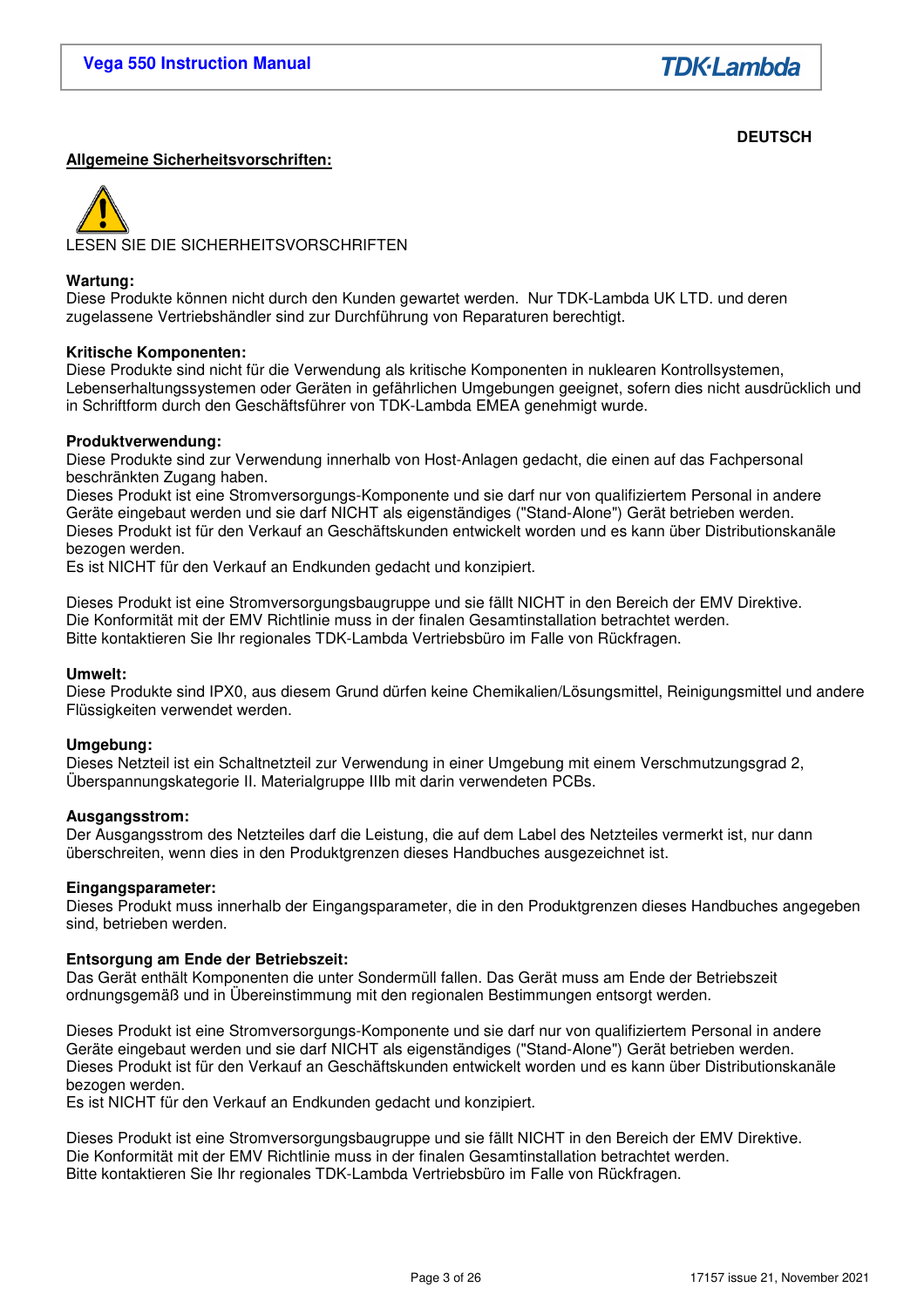**DEUTSCH**

## Allgemeine Sicherheitsvorschriften:

LESEN SIE DIE SICHERHEITSVORSCHRIFTEN

**Wartung:**
Diese Produkte können nicht durch den Kunden gewartet werden. Nur TDK-Lambda UK LTD. und deren zugelassene Vertriebshändler sind zur Durchführung von Reparaturen berechtigt.

**Kritische Komponenten:**
Diese Produkte sind nicht für die Verwendung als kritische Komponenten in nuklearen Kontrollsystemen, Lebenserhaltungssystemen oder Geräten in gefährlichen Umgebungen geeignet, sofern dies nicht ausdrücklich und in Schriftform durch den Geschäftsführer von TDK-Lambda EMEA genehmigt wurde.

**Produktverwendung:**
Diese Produkte sind zur Verwendung innerhalb von Host-Anlagen gedacht, die einen auf das Fachpersonal beschränkten Zugang haben.
Dieses Produkt ist eine Stromversorgungs-Komponente und sie darf nur von qualifiziertem Personal in andere Geräte eingebaut werden und sie darf NICHT als eigenständiges ("Stand-Alone") Gerät betrieben werden.
Dieses Produkt ist für den Verkauf an Geschäftskunden entwickelt worden und es kann über Distributionskanäle bezogen werden.
Es ist NICHT für den Verkauf an Endkunden gedacht und konzipiert.

Dieses Produkt ist eine Stromversorgungsbaugruppe und sie fällt NICHT in den Bereich der EMV Direktive.
Die Konformität mit der EMV Richtlinie muss in der finalen Gesamtinstallation betrachtet werden.
Bitte kontaktieren Sie Ihr regionales TDK-Lambda Vertriebsbüro im Falle von Rückfragen.

**Umwelt:**
Diese Produkte sind IPX0, aus diesem Grund dürfen keine Chemikalien/Lösungsmittel, Reinigungsmittel und andere Flüssigkeiten verwendet werden.

**Umgebung:**
Dieses Netzteil ist ein Schaltnetzteil zur Verwendung in einer Umgebung mit einem Verschmutzungsgrad 2, Überspannungskategorie II. Materialgruppe IIIb mit darin verwendeten PCBs.

**Ausgangsstrom:**
Der Ausgangsstrom des Netzteiles darf die Leistung, die auf dem Label des Netzteiles vermerkt ist, nur dann überschreiten, wenn dies in den Produktgrenzen dieses Handbuches ausgezeichnet ist.

**Eingangsparameter:**
Dieses Produkt muss innerhalb der Eingangsparameter, die in den Produktgrenzen dieses Handbuches angegeben sind, betrieben werden.

**Entsorgung am Ende der Betriebszeit:**
Das Gerät enthält Komponenten die unter Sondermüll fallen. Das Gerät muss am Ende der Betriebszeit ordnungsgemäß und in Übereinstimmung mit den regionalen Bestimmungen entsorgt werden.

Dieses Produkt ist eine Stromversorgungs-Komponente und sie darf nur von qualifiziertem Personal in andere Geräte eingebaut werden und sie darf NICHT als eigenständiges ("Stand-Alone") Gerät betrieben werden.
Dieses Produkt ist für den Verkauf an Geschäftskunden entwickelt worden und es kann über Distributionskanäle bezogen werden.
Es ist NICHT für den Verkauf an Endkunden gedacht und konzipiert.

Dieses Produkt ist eine Stromversorgungsbaugruppe und sie fällt NICHT in den Bereich der EMV Direktive.
Die Konformität mit der EMV Richtlinie muss in der finalen Gesamtinstallation betrachtet werden.
Bitte kontaktieren Sie Ihr regionales TDK-Lambda Vertriebsbüro im Falle von Rückfragen.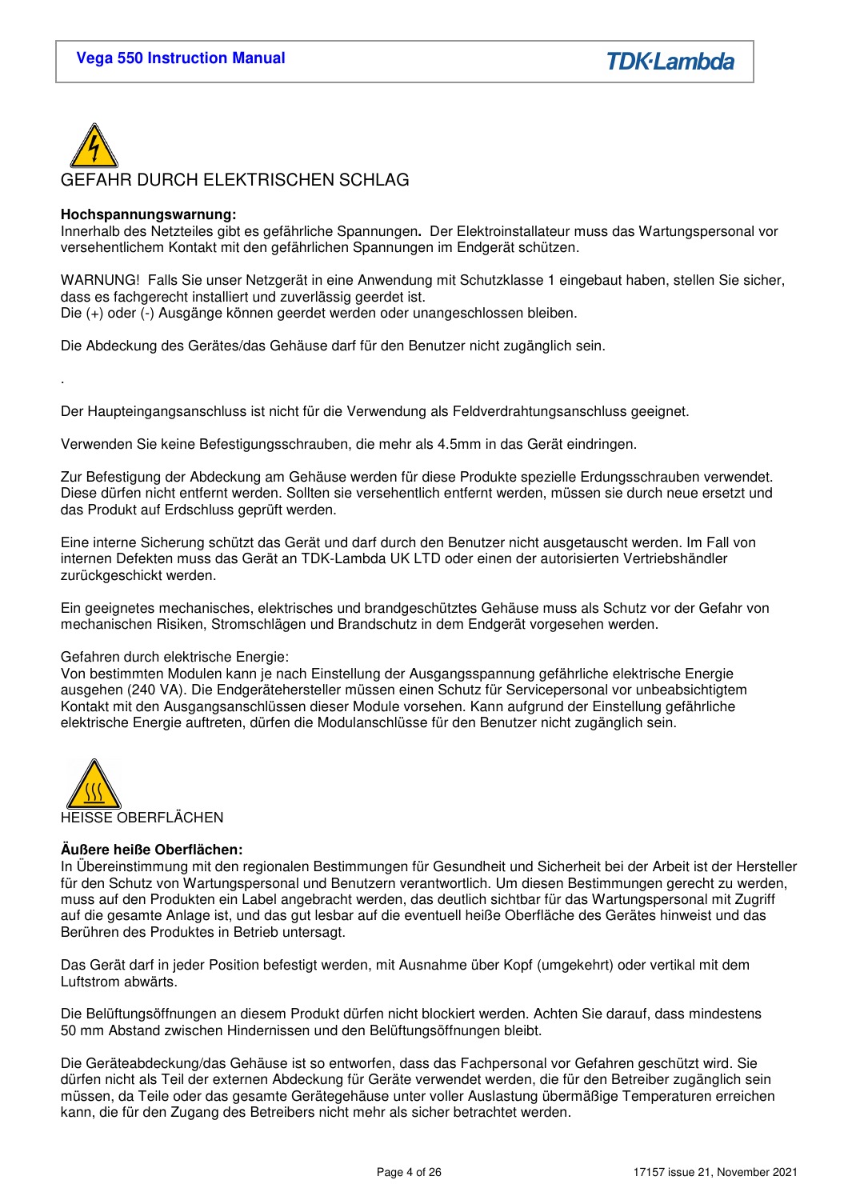## GEFAHR DURCH ELEKTRISCHEN SCHLAG

**Hochspannungswarnung:**
Innerhalb des Netzteiles gibt es gefährliche Spannungen**.** Der Elektroinstallateur muss das Wartungspersonal vor versehentlichem Kontakt mit den gefährlichen Spannungen im Endgerät schützen.

WARNUNG! Falls Sie unser Netzgerät in eine Anwendung mit Schutzklasse 1 eingebaut haben, stellen Sie sicher, dass es fachgerecht installiert und zuverlässig geerdet ist.
Die (+) oder (-) Ausgänge können geerdet werden oder unangeschlossen bleiben.

Die Abdeckung des Gerätes/das Gehäuse darf für den Benutzer nicht zugänglich sein.

.

Der Haupteingangsanschluss ist nicht für die Verwendung als Feldverdrahtungsanschluss geeignet.

Verwenden Sie keine Befestigungsschrauben, die mehr als 4.5mm in das Gerät eindringen.

Zur Befestigung der Abdeckung am Gehäuse werden für diese Produkte spezielle Erdungsschrauben verwendet. Diese dürfen nicht entfernt werden. Sollten sie versehentlich entfernt werden, müssen sie durch neue ersetzt und das Produkt auf Erdschluss geprüft werden.

Eine interne Sicherung schützt das Gerät und darf durch den Benutzer nicht ausgetauscht werden. Im Fall von internen Defekten muss das Gerät an TDK-Lambda UK LTD oder einen der autorisierten Vertriebshändler zurückgeschickt werden.

Ein geeignetes mechanisches, elektrisches und brandgeschütztes Gehäuse muss als Schutz vor der Gefahr von mechanischen Risiken, Stromschlägen und Brandschutz in dem Endgerät vorgesehen werden.

Gefahren durch elektrische Energie:
Von bestimmten Modulen kann je nach Einstellung der Ausgangsspannung gefährliche elektrische Energie ausgehen (240 VA). Die Endgerätehersteller müssen einen Schutz für Servicepersonal vor unbeabsichtigtem Kontakt mit den Ausgangsanschlüssen dieser Module vorsehen. Kann aufgrund der Einstellung gefährliche elektrische Energie auftreten, dürfen die Modulanschlüsse für den Benutzer nicht zugänglich sein.

## HEISSE OBERFLÄCHEN

**Äußere heiße Oberflächen:**
In Übereinstimmung mit den regionalen Bestimmungen für Gesundheit und Sicherheit bei der Arbeit ist der Hersteller für den Schutz von Wartungspersonal und Benutzern verantwortlich. Um diesen Bestimmungen gerecht zu werden, muss auf den Produkten ein Label angebracht werden, das deutlich sichtbar für das Wartungspersonal mit Zugriff auf die gesamte Anlage ist, und das gut lesbar auf die eventuell heiße Oberfläche des Gerätes hinweist und das Berühren des Produktes in Betrieb untersagt.

Das Gerät darf in jeder Position befestigt werden, mit Ausnahme über Kopf (umgekehrt) oder vertikal mit dem Luftstrom abwärts.

Die Belüftungsöffnungen an diesem Produkt dürfen nicht blockiert werden. Achten Sie darauf, dass mindestens 50 mm Abstand zwischen Hindernissen und den Belüftungsöffnungen bleibt.

Die Geräteabdeckung/das Gehäuse ist so entworfen, dass das Fachpersonal vor Gefahren geschützt wird. Sie dürfen nicht als Teil der externen Abdeckung für Geräte verwendet werden, die für den Betreiber zugänglich sein müssen, da Teile oder das gesamte Gerätegehäuse unter voller Auslastung übermäßige Temperaturen erreichen kann, die für den Zugang des Betreibers nicht mehr als sicher betrachtet werden.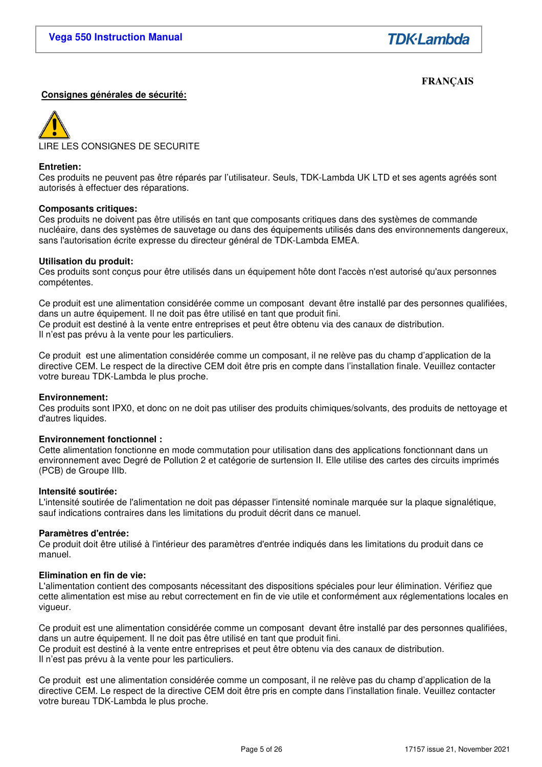**FRANÇAIS**

## Consignes générales de sécurité:

LIRE LES CONSIGNES DE SECURITE

**Entretien:**
Ces produits ne peuvent pas être réparés par l'utilisateur. Seuls, TDK-Lambda UK LTD et ses agents agréés sont autorisés à effectuer des réparations.

**Composants critiques:**
Ces produits ne doivent pas être utilisés en tant que composants critiques dans des systèmes de commande nucléaire, dans des systèmes de sauvetage ou dans des équipements utilisés dans des environnements dangereux, sans l'autorisation écrite expresse du directeur général de TDK-Lambda EMEA.

**Utilisation du produit:**
Ces produits sont conçus pour être utilisés dans un équipement hôte dont l'accès n'est autorisé qu'aux personnes compétentes.

Ce produit est une alimentation considérée comme un composant devant être installé par des personnes qualifiées, dans un autre équipement. Il ne doit pas être utilisé en tant que produit fini.
Ce produit est destiné à la vente entre entreprises et peut être obtenu via des canaux de distribution.
Il n'est pas prévu à la vente pour les particuliers.

Ce produit est une alimentation considérée comme un composant, il ne relève pas du champ d'application de la directive CEM. Le respect de la directive CEM doit être pris en compte dans l'installation finale. Veuillez contacter votre bureau TDK-Lambda le plus proche.

**Environnement:**
Ces produits sont IPX0, et donc on ne doit pas utiliser des produits chimiques/solvants, des produits de nettoyage et d'autres liquides.

**Environnement fonctionnel :**
Cette alimentation fonctionne en mode commutation pour utilisation dans des applications fonctionnant dans un environnement avec Degré de Pollution 2 et catégorie de surtension II. Elle utilise des cartes des circuits imprimés (PCB) de Groupe IIIb.

**Intensité soutirée:**
L'intensité soutirée de l'alimentation ne doit pas dépasser l'intensité nominale marquée sur la plaque signalétique, sauf indications contraires dans les limitations du produit décrit dans ce manuel.

**Paramètres d'entrée:**
Ce produit doit être utilisé à l'intérieur des paramètres d'entrée indiqués dans les limitations du produit dans ce manuel.

**Elimination en fin de vie:**
L'alimentation contient des composants nécessitant des dispositions spéciales pour leur élimination. Vérifiez que cette alimentation est mise au rebut correctement en fin de vie utile et conformément aux réglementations locales en vigueur.

Ce produit est une alimentation considérée comme un composant devant être installé par des personnes qualifiées, dans un autre équipement. Il ne doit pas être utilisé en tant que produit fini.
Ce produit est destiné à la vente entre entreprises et peut être obtenu via des canaux de distribution.
Il n'est pas prévu à la vente pour les particuliers.

Ce produit est une alimentation considérée comme un composant, il ne relève pas du champ d'application de la directive CEM. Le respect de la directive CEM doit être pris en compte dans l'installation finale. Veuillez contacter votre bureau TDK-Lambda le plus proche.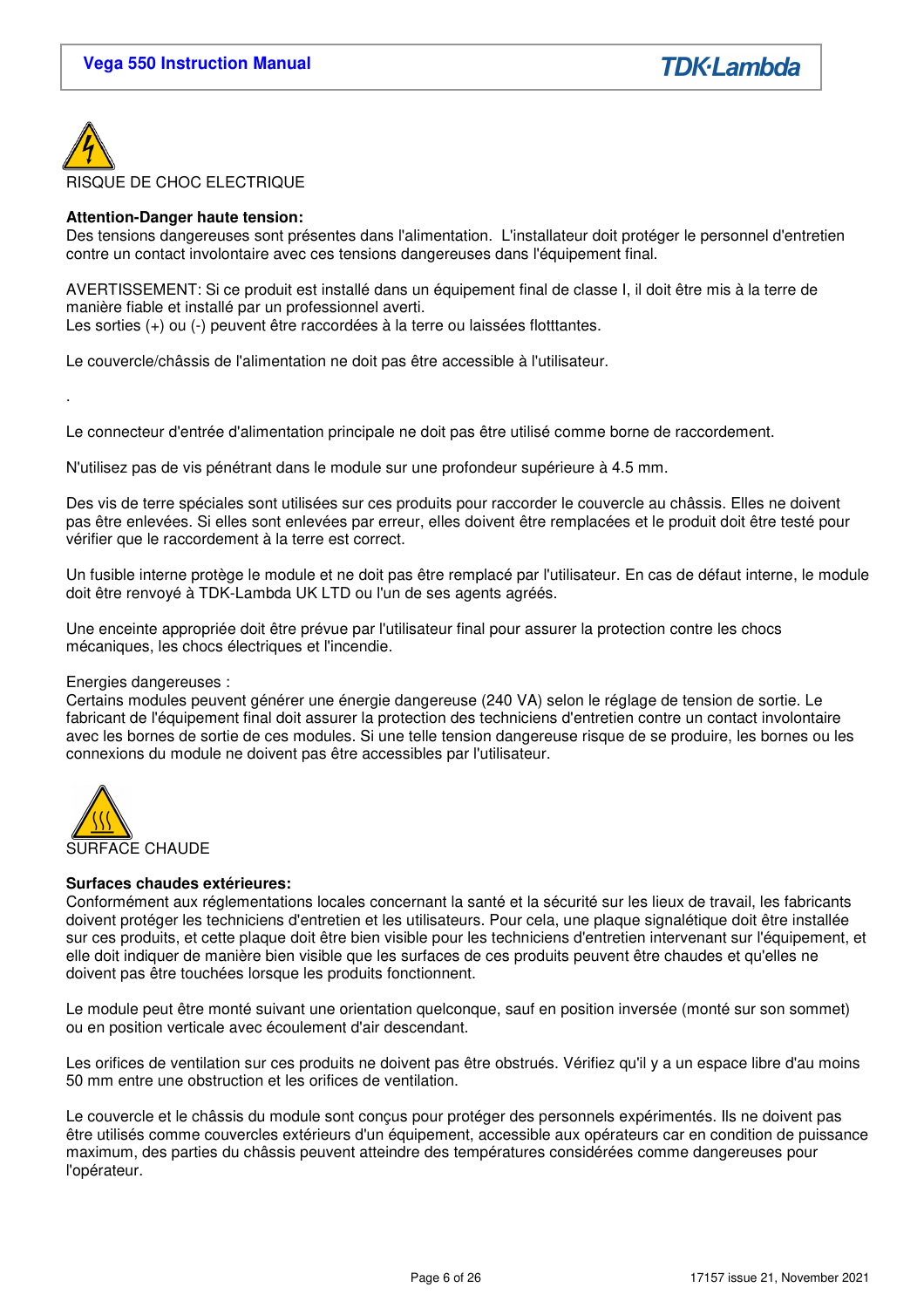RISQUE DE CHOC ELECTRIQUE

**Attention-Danger haute tension:**
Des tensions dangereuses sont présentes dans l'alimentation. L'installateur doit protéger le personnel d'entretien contre un contact involontaire avec ces tensions dangereuses dans l'équipement final.

AVERTISSEMENT: Si ce produit est installé dans un équipement final de classe I, il doit être mis à la terre de manière fiable et installé par un professionnel averti.
Les sorties (+) ou (-) peuvent être raccordées à la terre ou laissées flotttantes.

Le couvercle/châssis de l'alimentation ne doit pas être accessible à l'utilisateur.

.

Le connecteur d'entrée d'alimentation principale ne doit pas être utilisé comme borne de raccordement.

N'utilisez pas de vis pénétrant dans le module sur une profondeur supérieure à 4.5 mm.

Des vis de terre spéciales sont utilisées sur ces produits pour raccorder le couvercle au châssis. Elles ne doivent pas être enlevées. Si elles sont enlevées par erreur, elles doivent être remplacées et le produit doit être testé pour vérifier que le raccordement à la terre est correct.

Un fusible interne protège le module et ne doit pas être remplacé par l'utilisateur. En cas de défaut interne, le module doit être renvoyé à TDK-Lambda UK LTD ou l'un de ses agents agréés.

Une enceinte appropriée doit être prévue par l'utilisateur final pour assurer la protection contre les chocs mécaniques, les chocs électriques et l'incendie.

Energies dangereuses :
Certains modules peuvent générer une énergie dangereuse (240 VA) selon le réglage de tension de sortie. Le fabricant de l'équipement final doit assurer la protection des techniciens d'entretien contre un contact involontaire avec les bornes de sortie de ces modules. Si une telle tension dangereuse risque de se produire, les bornes ou les connexions du module ne doivent pas être accessibles par l'utilisateur.

SURFACE CHAUDE

**Surfaces chaudes extérieures:**
Conformément aux réglementations locales concernant la santé et la sécurité sur les lieux de travail, les fabricants doivent protéger les techniciens d'entretien et les utilisateurs. Pour cela, une plaque signalétique doit être installée sur ces produits, et cette plaque doit être bien visible pour les techniciens d'entretien intervenant sur l'équipement, et elle doit indiquer de manière bien visible que les surfaces de ces produits peuvent être chaudes et qu'elles ne doivent pas être touchées lorsque les produits fonctionnent.

Le module peut être monté suivant une orientation quelconque, sauf en position inversée (monté sur son sommet) ou en position verticale avec écoulement d'air descendant.

Les orifices de ventilation sur ces produits ne doivent pas être obstrués. Vérifiez qu'il y a un espace libre d'au moins 50 mm entre une obstruction et les orifices de ventilation.

Le couvercle et le châssis du module sont conçus pour protéger des personnels expérimentés. Ils ne doivent pas être utilisés comme couvercles extérieurs d'un équipement, accessible aux opérateurs car en condition de puissance maximum, des parties du châssis peuvent atteindre des températures considérées comme dangereuses pour l'opérateur.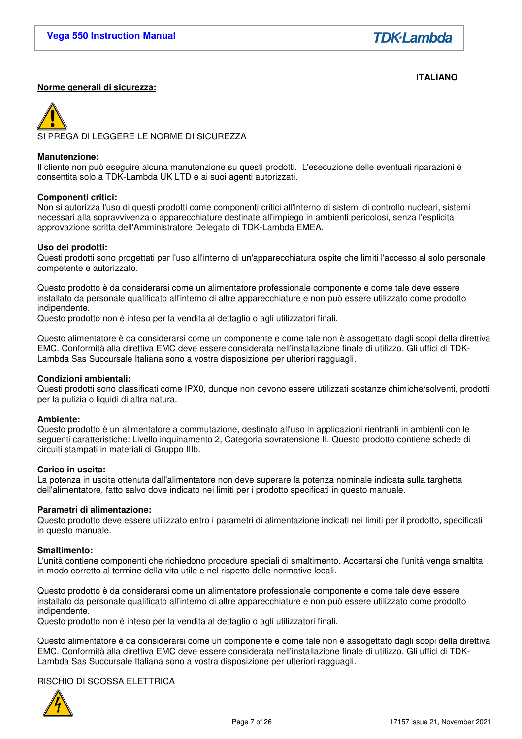ITALIANO

## Norme generali di sicurezza:

SI PREGA DI LEGGERE LE NORME DI SICUREZZA

**Manutenzione:**
Il cliente non può eseguire alcuna manutenzione su questi prodotti. L'esecuzione delle eventuali riparazioni è consentita solo a TDK-Lambda UK LTD e ai suoi agenti autorizzati.

**Componenti critici:**
Non si autorizza l'uso di questi prodotti come componenti critici all'interno di sistemi di controllo nucleari, sistemi necessari alla sopravvivenza o apparecchiature destinate all'impiego in ambienti pericolosi, senza l'esplicita approvazione scritta dell'Amministratore Delegato di TDK-Lambda EMEA.

**Uso dei prodotti:**
Questi prodotti sono progettati per l'uso all'interno di un'apparecchiatura ospite che limiti l'accesso al solo personale competente e autorizzato.

Questo prodotto è da considerarsi come un alimentatore professionale componente e come tale deve essere installato da personale qualificato all'interno di altre apparecchiature e non può essere utilizzato come prodotto indipendente.
Questo prodotto non è inteso per la vendita al dettaglio o agli utilizzatori finali.

Questo alimentatore è da considerarsi come un componente e come tale non è assogettato dagli scopi della direttiva EMC. Conformità alla direttiva EMC deve essere considerata nell'installazione finale di utilizzo. Gli uffici di TDK-Lambda Sas Succursale Italiana sono a vostra disposizione per ulteriori ragguagli.

**Condizioni ambientali:**
Questi prodotti sono classificati come IPX0, dunque non devono essere utilizzati sostanze chimiche/solventi, prodotti per la pulizia o liquidi di altra natura.

**Ambiente:**
Questo prodotto è un alimentatore a commutazione, destinato all'uso in applicazioni rientranti in ambienti con le seguenti caratteristiche: Livello inquinamento 2, Categoria sovratensione II. Questo prodotto contiene schede di circuiti stampati in materiali di Gruppo IIIb.

**Carico in uscita:**
La potenza in uscita ottenuta dall'alimentatore non deve superare la potenza nominale indicata sulla targhetta dell'alimentatore, fatto salvo dove indicato nei limiti per i prodotto specificati in questo manuale.

**Parametri di alimentazione:**
Questo prodotto deve essere utilizzato entro i parametri di alimentazione indicati nei limiti per il prodotto, specificati in questo manuale.

**Smaltimento:**
L'unità contiene componenti che richiedono procedure speciali di smaltimento. Accertarsi che l'unità venga smaltita in modo corretto al termine della vita utile e nel rispetto delle normative locali.

Questo prodotto è da considerarsi come un alimentatore professionale componente e come tale deve essere installato da personale qualificato all'interno di altre apparecchiature e non può essere utilizzato come prodotto indipendente.
Questo prodotto non è inteso per la vendita al dettaglio o agli utilizzatori finali.

Questo alimentatore è da considerarsi come un componente e come tale non è assogettato dagli scopi della direttiva EMC. Conformità alla direttiva EMC deve essere considerata nell'installazione finale di utilizzo. Gli uffici di TDK-Lambda Sas Succursale Italiana sono a vostra disposizione per ulteriori ragguagli.

RISCHIO DI SCOSSA ELETTRICA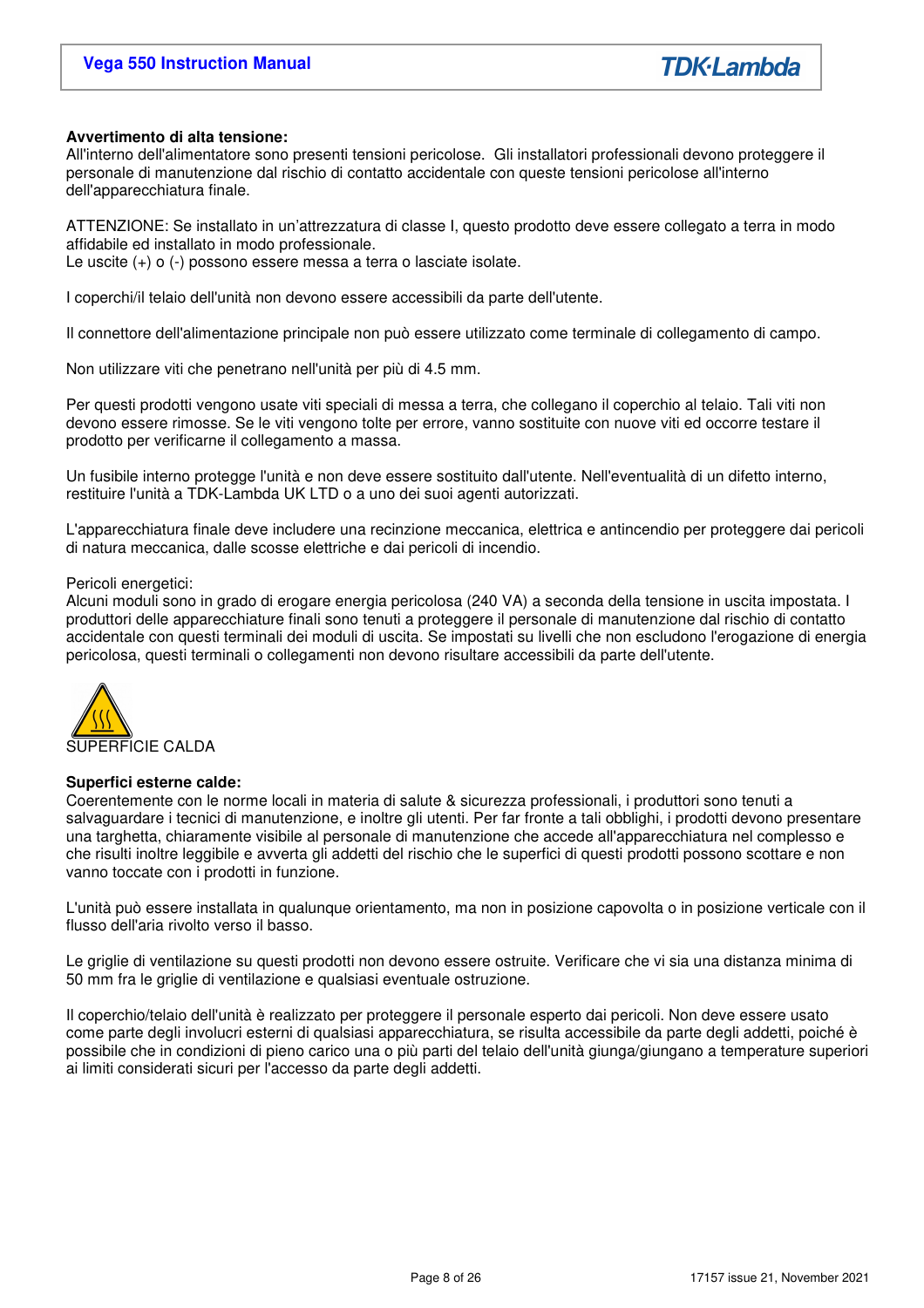**Avvertimento di alta tensione:**
All'interno dell'alimentatore sono presenti tensioni pericolose. Gli installatori professionali devono proteggere il personale di manutenzione dal rischio di contatto accidentale con queste tensioni pericolose all'interno dell'apparecchiatura finale.

ATTENZIONE: Se installato in un'attrezzatura di classe I, questo prodotto deve essere collegato a terra in modo affidabile ed installato in modo professionale.
Le uscite (+) o (-) possono essere messa a terra o lasciate isolate.

I coperchi/il telaio dell'unità non devono essere accessibili da parte dell'utente.

Il connettore dell'alimentazione principale non può essere utilizzato come terminale di collegamento di campo.

Non utilizzare viti che penetrano nell'unità per più di 4.5 mm.

Per questi prodotti vengono usate viti speciali di messa a terra, che collegano il coperchio al telaio. Tali viti non devono essere rimosse. Se le viti vengono tolte per errore, vanno sostituite con nuove viti ed occorre testare il prodotto per verificarne il collegamento a massa.

Un fusibile interno protegge l'unità e non deve essere sostituito dall'utente. Nell'eventualità di un difetto interno, restituire l'unità a TDK-Lambda UK LTD o a uno dei suoi agenti autorizzati.

L'apparecchiatura finale deve includere una recinzione meccanica, elettrica e antincendio per proteggere dai pericoli di natura meccanica, dalle scosse elettriche e dai pericoli di incendio.

Pericoli energetici:
Alcuni moduli sono in grado di erogare energia pericolosa (240 VA) a seconda della tensione in uscita impostata. I produttori delle apparecchiature finali sono tenuti a proteggere il personale di manutenzione dal rischio di contatto accidentale con questi terminali dei moduli di uscita. Se impostati su livelli che non escludono l'erogazione di energia pericolosa, questi terminali o collegamenti non devono risultare accessibili da parte dell'utente.

SUPERFICIE CALDA

**Superfici esterne calde:**
Coerentemente con le norme locali in materia di salute & sicurezza professionali, i produttori sono tenuti a salvaguardare i tecnici di manutenzione, e inoltre gli utenti. Per far fronte a tali obblighi, i prodotti devono presentare una targhetta, chiaramente visibile al personale di manutenzione che accede all'apparecchiatura nel complesso e che risulti inoltre leggibile e avverta gli addetti del rischio che le superfici di questi prodotti possono scottare e non vanno toccate con i prodotti in funzione.

L'unità può essere installata in qualunque orientamento, ma non in posizione capovolta o in posizione verticale con il flusso dell'aria rivolto verso il basso.

Le griglie di ventilazione su questi prodotti non devono essere ostruite. Verificare che vi sia una distanza minima di 50 mm fra le griglie di ventilazione e qualsiasi eventuale ostruzione.

Il coperchio/telaio dell'unità è realizzato per proteggere il personale esperto dai pericoli. Non deve essere usato come parte degli involucri esterni di qualsiasi apparecchiatura, se risulta accessibile da parte degli addetti, poiché è possibile che in condizioni di pieno carico una o più parti del telaio dell'unità giunga/giungano a temperature superiori ai limiti considerati sicuri per l'accesso da parte degli addetti.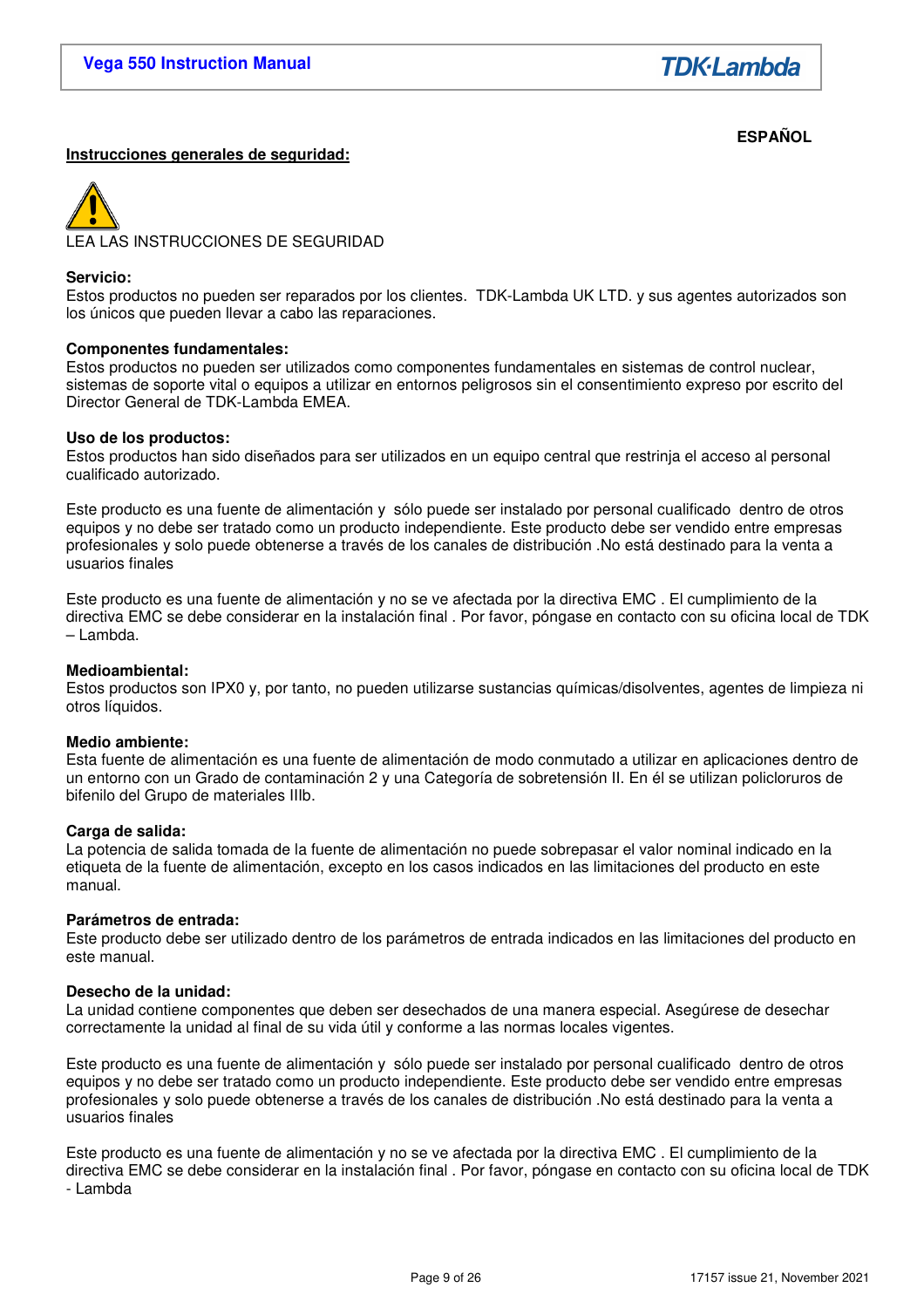**ESPAÑOL**

## Instrucciones generales de seguridad:

LEA LAS INSTRUCCIONES DE SEGURIDAD

**Servicio:**
Estos productos no pueden ser reparados por los clientes. TDK-Lambda UK LTD. y sus agentes autorizados son los únicos que pueden llevar a cabo las reparaciones.

**Componentes fundamentales:**
Estos productos no pueden ser utilizados como componentes fundamentales en sistemas de control nuclear, sistemas de soporte vital o equipos a utilizar en entornos peligrosos sin el consentimiento expreso por escrito del Director General de TDK-Lambda EMEA.

**Uso de los productos:**
Estos productos han sido diseñados para ser utilizados en un equipo central que restrinja el acceso al personal cualificado autorizado.

Este producto es una fuente de alimentación y sólo puede ser instalado por personal cualificado dentro de otros equipos y no debe ser tratado como un producto independiente. Este producto debe ser vendido entre empresas profesionales y solo puede obtenerse a través de los canales de distribución .No está destinado para la venta a usuarios finales

Este producto es una fuente de alimentación y no se ve afectada por la directiva EMC . El cumplimiento de la directiva EMC se debe considerar en la instalación final . Por favor, póngase en contacto con su oficina local de TDK – Lambda.

**Medioambiental:**
Estos productos son IPX0 y, por tanto, no pueden utilizarse sustancias químicas/disolventes, agentes de limpieza ni otros líquidos.

**Medio ambiente:**
Esta fuente de alimentación es una fuente de alimentación de modo conmutado a utilizar en aplicaciones dentro de un entorno con un Grado de contaminación 2 y una Categoría de sobretensión II. En él se utilizan policloruros de bifenilo del Grupo de materiales IIIb.

**Carga de salida:**
La potencia de salida tomada de la fuente de alimentación no puede sobrepasar el valor nominal indicado en la etiqueta de la fuente de alimentación, excepto en los casos indicados en las limitaciones del producto en este manual.

**Parámetros de entrada:**
Este producto debe ser utilizado dentro de los parámetros de entrada indicados en las limitaciones del producto en este manual.

**Desecho de la unidad:**
La unidad contiene componentes que deben ser desechados de una manera especial. Asegúrese de desechar correctamente la unidad al final de su vida útil y conforme a las normas locales vigentes.

Este producto es una fuente de alimentación y sólo puede ser instalado por personal cualificado dentro de otros equipos y no debe ser tratado como un producto independiente. Este producto debe ser vendido entre empresas profesionales y solo puede obtenerse a través de los canales de distribución .No está destinado para la venta a usuarios finales

Este producto es una fuente de alimentación y no se ve afectada por la directiva EMC . El cumplimiento de la directiva EMC se debe considerar en la instalación final . Por favor, póngase en contacto con su oficina local de TDK - Lambda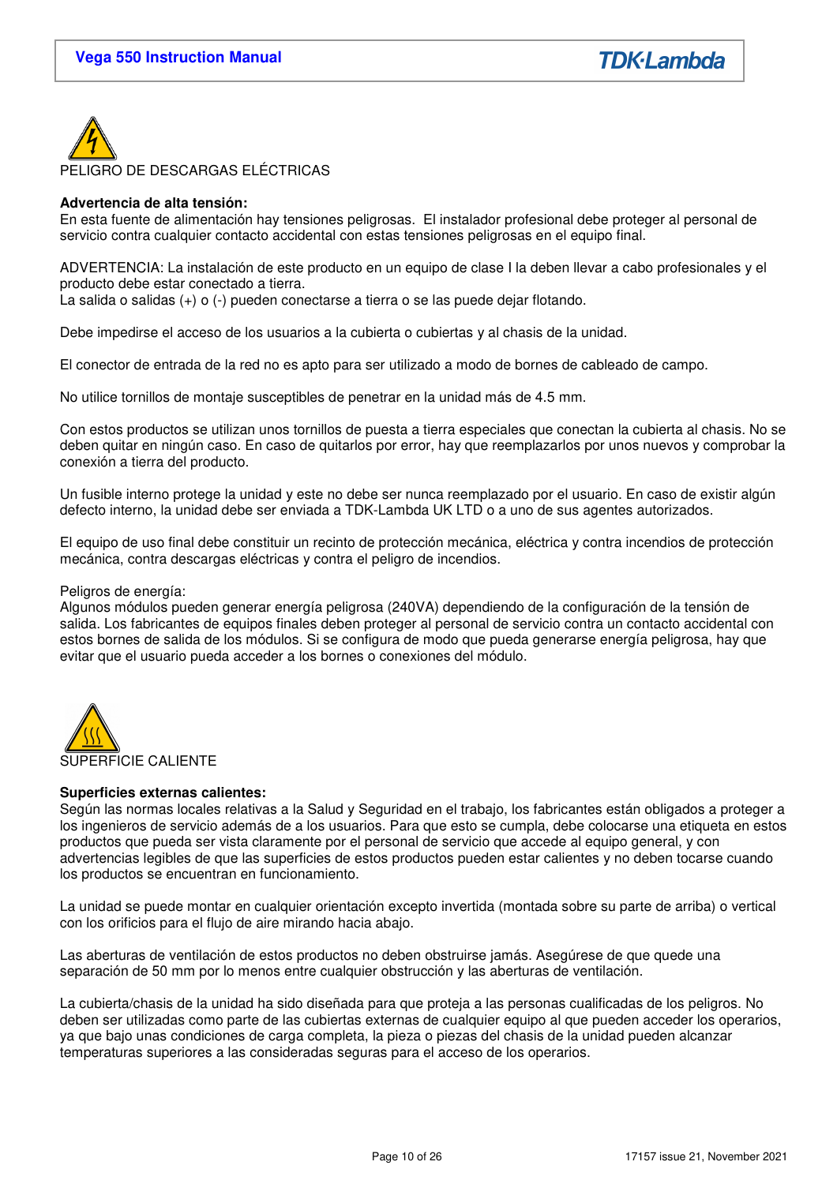PELIGRO DE DESCARGAS ELÉCTRICAS

**Advertencia de alta tensión:**
En esta fuente de alimentación hay tensiones peligrosas.  El instalador profesional debe proteger al personal de servicio contra cualquier contacto accidental con estas tensiones peligrosas en el equipo final.

ADVERTENCIA: La instalación de este producto en un equipo de clase I la deben llevar a cabo profesionales y el producto debe estar conectado a tierra.
La salida o salidas (+) o (-) pueden conectarse a tierra o se las puede dejar flotando.

Debe impedirse el acceso de los usuarios a la cubierta o cubiertas y al chasis de la unidad.

El conector de entrada de la red no es apto para ser utilizado a modo de bornes de cableado de campo.

No utilice tornillos de montaje susceptibles de penetrar en la unidad más de 4.5 mm.

Con estos productos se utilizan unos tornillos de puesta a tierra especiales que conectan la cubierta al chasis. No se deben quitar en ningún caso. En caso de quitarlos por error, hay que reemplazarlos por unos nuevos y comprobar la conexión a tierra del producto.

Un fusible interno protege la unidad y este no debe ser nunca reemplazado por el usuario. En caso de existir algún defecto interno, la unidad debe ser enviada a TDK-Lambda UK LTD o a uno de sus agentes autorizados.

El equipo de uso final debe constituir un recinto de protección mecánica, eléctrica y contra incendios de protección mecánica, contra descargas eléctricas y contra el peligro de incendios.

Peligros de energía:
Algunos módulos pueden generar energía peligrosa (240VA) dependiendo de la configuración de la tensión de salida. Los fabricantes de equipos finales deben proteger al personal de servicio contra un contacto accidental con estos bornes de salida de los módulos. Si se configura de modo que pueda generarse energía peligrosa, hay que evitar que el usuario pueda acceder a los bornes o conexiones del módulo.

SUPERFICIE CALIENTE

**Superficies externas calientes:**
Según las normas locales relativas a la Salud y Seguridad en el trabajo, los fabricantes están obligados a proteger a los ingenieros de servicio además de a los usuarios. Para que esto se cumpla, debe colocarse una etiqueta en estos productos que pueda ser vista claramente por el personal de servicio que accede al equipo general, y con advertencias legibles de que las superficies de estos productos pueden estar calientes y no deben tocarse cuando los productos se encuentran en funcionamiento.

La unidad se puede montar en cualquier orientación excepto invertida (montada sobre su parte de arriba) o vertical con los orificios para el flujo de aire mirando hacia abajo.

Las aberturas de ventilación de estos productos no deben obstruirse jamás. Asegúrese de que quede una separación de 50 mm por lo menos entre cualquier obstrucción y las aberturas de ventilación.

La cubierta/chasis de la unidad ha sido diseñada para que proteja a las personas cualificadas de los peligros. No deben ser utilizadas como parte de las cubiertas externas de cualquier equipo al que pueden acceder los operarios, ya que bajo unas condiciones de carga completa, la pieza o piezas del chasis de la unidad pueden alcanzar temperaturas superiores a las consideradas seguras para el acceso de los operarios.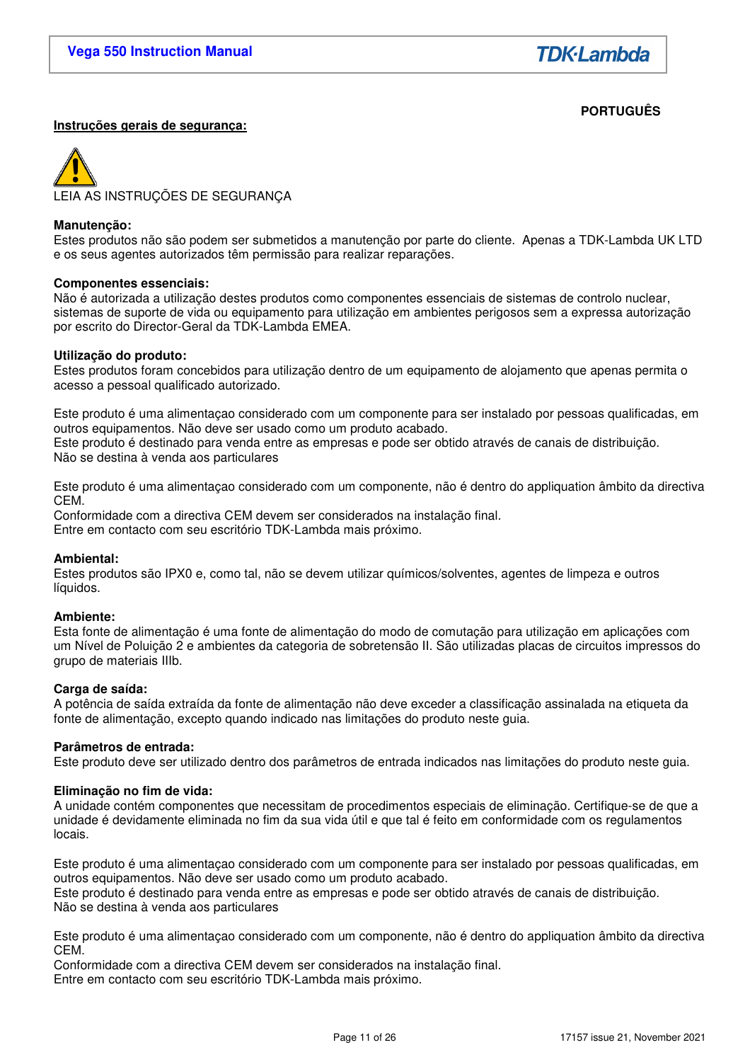**PORTUGUÊS**

**Instruções gerais de segurança:**

LEIA AS INSTRUÇÕES DE SEGURANÇA

**Manutenção:**
Estes produtos não são podem ser submetidos a manutenção por parte do cliente. Apenas a TDK-Lambda UK LTD e os seus agentes autorizados têm permissão para realizar reparações.

**Componentes essenciais:**
Não é autorizada a utilização destes produtos como componentes essenciais de sistemas de controlo nuclear, sistemas de suporte de vida ou equipamento para utilização em ambientes perigosos sem a expressa autorização por escrito do Director-Geral da TDK-Lambda EMEA.

**Utilização do produto:**
Estes produtos foram concebidos para utilização dentro de um equipamento de alojamento que apenas permita o acesso a pessoal qualificado autorizado.

Este produto é uma alimentaçao considerado com um componente para ser instalado por pessoas qualificadas, em outros equipamentos. Não deve ser usado como um produto acabado.
Este produto é destinado para venda entre as empresas e pode ser obtido através de canais de distribuição.
Não se destina à venda aos particulares

Este produto é uma alimentaçao considerado com um componente, não é dentro do appliquation âmbito da directiva CEM.
Conformidade com a directiva CEM devem ser considerados na instalação final.
Entre em contacto com seu escritório TDK-Lambda mais próximo.

**Ambiental:**
Estes produtos são IPX0 e, como tal, não se devem utilizar químicos/solventes, agentes de limpeza e outros líquidos.

**Ambiente:**
Esta fonte de alimentação é uma fonte de alimentação do modo de comutação para utilização em aplicações com um Nível de Poluição 2 e ambientes da categoria de sobretensão II. São utilizadas placas de circuitos impressos do grupo de materiais IIIb.

**Carga de saída:**
A potência de saída extraída da fonte de alimentação não deve exceder a classificação assinalada na etiqueta da fonte de alimentação, excepto quando indicado nas limitações do produto neste guia.

**Parâmetros de entrada:**
Este produto deve ser utilizado dentro dos parâmetros de entrada indicados nas limitações do produto neste guia.

**Eliminação no fim de vida:**
A unidade contém componentes que necessitam de procedimentos especiais de eliminação. Certifique-se de que a unidade é devidamente eliminada no fim da sua vida útil e que tal é feito em conformidade com os regulamentos locais.

Este produto é uma alimentaçao considerado com um componente para ser instalado por pessoas qualificadas, em outros equipamentos. Não deve ser usado como um produto acabado.
Este produto é destinado para venda entre as empresas e pode ser obtido através de canais de distribuição.
Não se destina à venda aos particulares

Este produto é uma alimentaçao considerado com um componente, não é dentro do appliquation âmbito da directiva CEM.
Conformidade com a directiva CEM devem ser considerados na instalação final.
Entre em contacto com seu escritório TDK-Lambda mais próximo.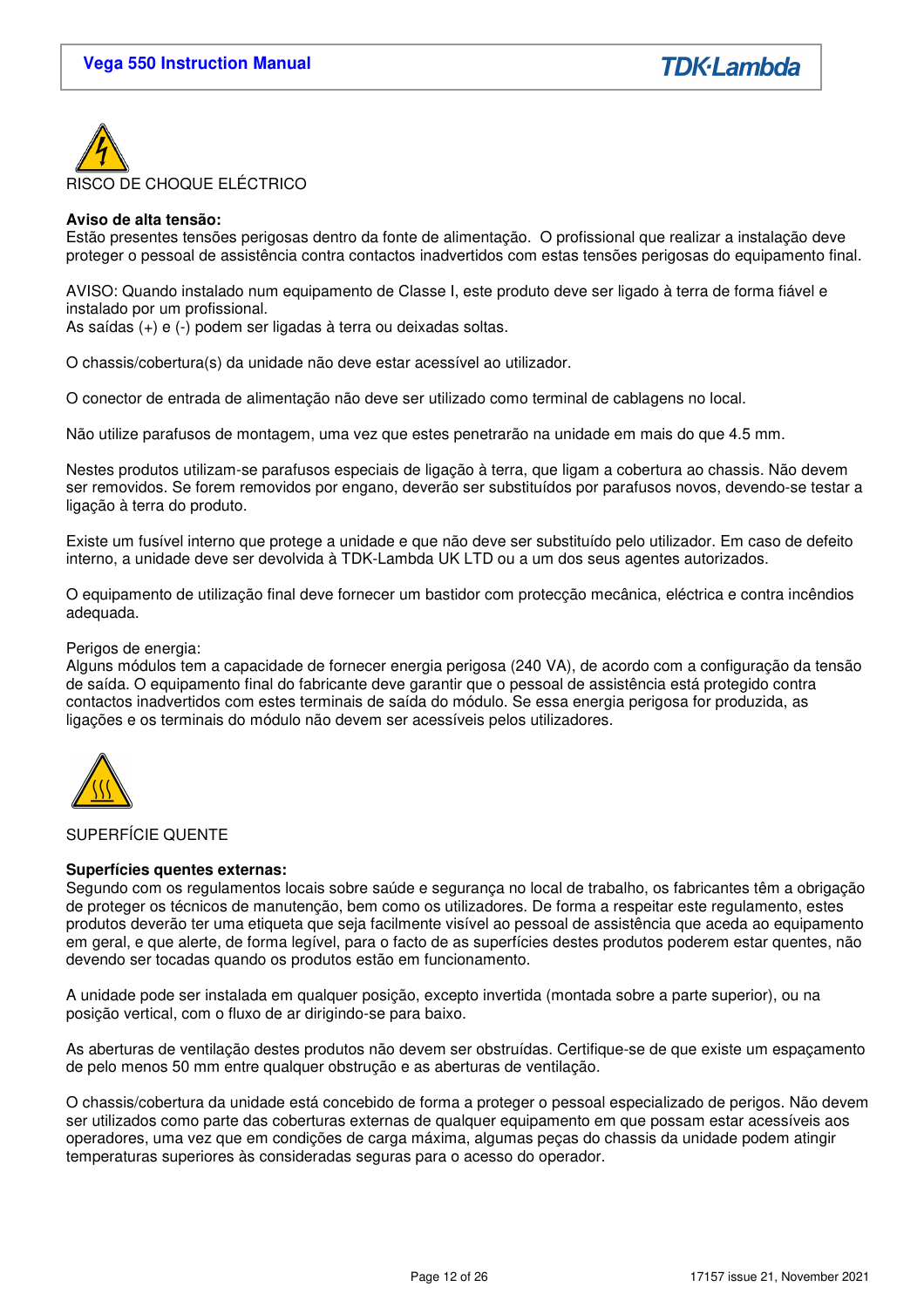RISCO DE CHOQUE ELÉCTRICO

**Aviso de alta tensão:**
Estão presentes tensões perigosas dentro da fonte de alimentação. O profissional que realizar a instalação deve proteger o pessoal de assistência contra contactos inadvertidos com estas tensões perigosas do equipamento final.

AVISO: Quando instalado num equipamento de Classe I, este produto deve ser ligado à terra de forma fiável e instalado por um profissional.
As saídas (+) e (-) podem ser ligadas à terra ou deixadas soltas.

O chassis/cobertura(s) da unidade não deve estar acessível ao utilizador.

O conector de entrada de alimentação não deve ser utilizado como terminal de cablagens no local.

Não utilize parafusos de montagem, uma vez que estes penetrarão na unidade em mais do que 4.5 mm.

Nestes produtos utilizam-se parafusos especiais de ligação à terra, que ligam a cobertura ao chassis. Não devem ser removidos. Se forem removidos por engano, deverão ser substituídos por parafusos novos, devendo-se testar a ligação à terra do produto.

Existe um fusível interno que protege a unidade e que não deve ser substituído pelo utilizador. Em caso de defeito interno, a unidade deve ser devolvida à TDK-Lambda UK LTD ou a um dos seus agentes autorizados.

O equipamento de utilização final deve fornecer um bastidor com protecção mecânica, eléctrica e contra incêndios adequada.

Perigos de energia:
Alguns módulos tem a capacidade de fornecer energia perigosa (240 VA), de acordo com a configuração da tensão de saída. O equipamento final do fabricante deve garantir que o pessoal de assistência está protegido contra contactos inadvertidos com estes terminais de saída do módulo. Se essa energia perigosa for produzida, as ligações e os terminais do módulo não devem ser acessíveis pelos utilizadores.

SUPERFÍCIE QUENTE

**Superfícies quentes externas:**
Segundo com os regulamentos locais sobre saúde e segurança no local de trabalho, os fabricantes têm a obrigação de proteger os técnicos de manutenção, bem como os utilizadores. De forma a respeitar este regulamento, estes produtos deverão ter uma etiqueta que seja facilmente visível ao pessoal de assistência que aceda ao equipamento em geral, e que alerte, de forma legível, para o facto de as superfícies destes produtos poderem estar quentes, não devendo ser tocadas quando os produtos estão em funcionamento.

A unidade pode ser instalada em qualquer posição, excepto invertida (montada sobre a parte superior), ou na posição vertical, com o fluxo de ar dirigindo-se para baixo.

As aberturas de ventilação destes produtos não devem ser obstruídas. Certifique-se de que existe um espaçamento de pelo menos 50 mm entre qualquer obstrução e as aberturas de ventilação.

O chassis/cobertura da unidade está concebido de forma a proteger o pessoal especializado de perigos. Não devem ser utilizados como parte das coberturas externas de qualquer equipamento em que possam estar acessíveis aos operadores, uma vez que em condições de carga máxima, algumas peças do chassis da unidade podem atingir temperaturas superiores às consideradas seguras para o acesso do operador.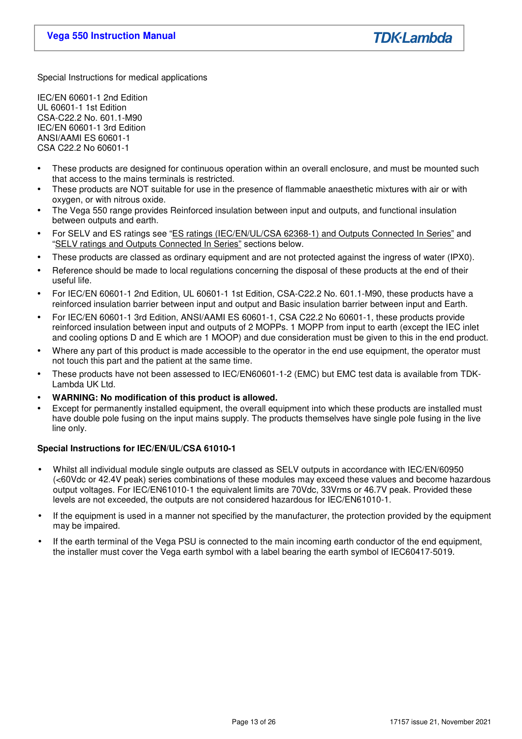Special Instructions for medical applications

IEC/EN 60601-1 2nd Edition
UL 60601-1 1st Edition
CSA-C22.2 No. 601.1-M90
IEC/EN 60601-1 3rd Edition
ANSI/AAMI ES 60601-1
CSA C22.2 No 60601-1

- These products are designed for continuous operation within an overall enclosure, and must be mounted such that access to the mains terminals is restricted.
- These products are NOT suitable for use in the presence of flammable anaesthetic mixtures with air or with oxygen, or with nitrous oxide.
- The Vega 550 range provides Reinforced insulation between input and outputs, and functional insulation between outputs and earth.
- For SELV and ES ratings see "ES ratings (IEC/EN/UL/CSA 62368-1) and Outputs Connected In Series" and "SELV ratings and Outputs Connected In Series" sections below.
- These products are classed as ordinary equipment and are not protected against the ingress of water (IPX0).
- Reference should be made to local regulations concerning the disposal of these products at the end of their useful life.
- For IEC/EN 60601-1 2nd Edition, UL 60601-1 1st Edition, CSA-C22.2 No. 601.1-M90, these products have a reinforced insulation barrier between input and output and Basic insulation barrier between input and Earth.
- For IEC/EN 60601-1 3rd Edition, ANSI/AAMI ES 60601-1, CSA C22.2 No 60601-1, these products provide reinforced insulation between input and outputs of 2 MOPPs. 1 MOPP from input to earth (except the IEC inlet and cooling options D and E which are 1 MOOP) and due consideration must be given to this in the end product.
- Where any part of this product is made accessible to the operator in the end use equipment, the operator must not touch this part and the patient at the same time.
- These products have not been assessed to IEC/EN60601-1-2 (EMC) but EMC test data is available from TDK-Lambda UK Ltd.
- **WARNING: No modification of this product is allowed.**
- Except for permanently installed equipment, the overall equipment into which these products are installed must have double pole fusing on the input mains supply. The products themselves have single pole fusing in the live line only.

**Special Instructions for IEC/EN/UL/CSA 61010-1**

- Whilst all individual module single outputs are classed as SELV outputs in accordance with IEC/EN/60950 (<60Vdc or 42.4V peak) series combinations of these modules may exceed these values and become hazardous output voltages. For IEC/EN61010-1 the equivalent limits are 70Vdc, 33Vrms or 46.7V peak. Provided these levels are not exceeded, the outputs are not considered hazardous for IEC/EN61010-1.
- If the equipment is used in a manner not specified by the manufacturer, the protection provided by the equipment may be impaired.
- If the earth terminal of the Vega PSU is connected to the main incoming earth conductor of the end equipment, the installer must cover the Vega earth symbol with a label bearing the earth symbol of IEC60417-5019.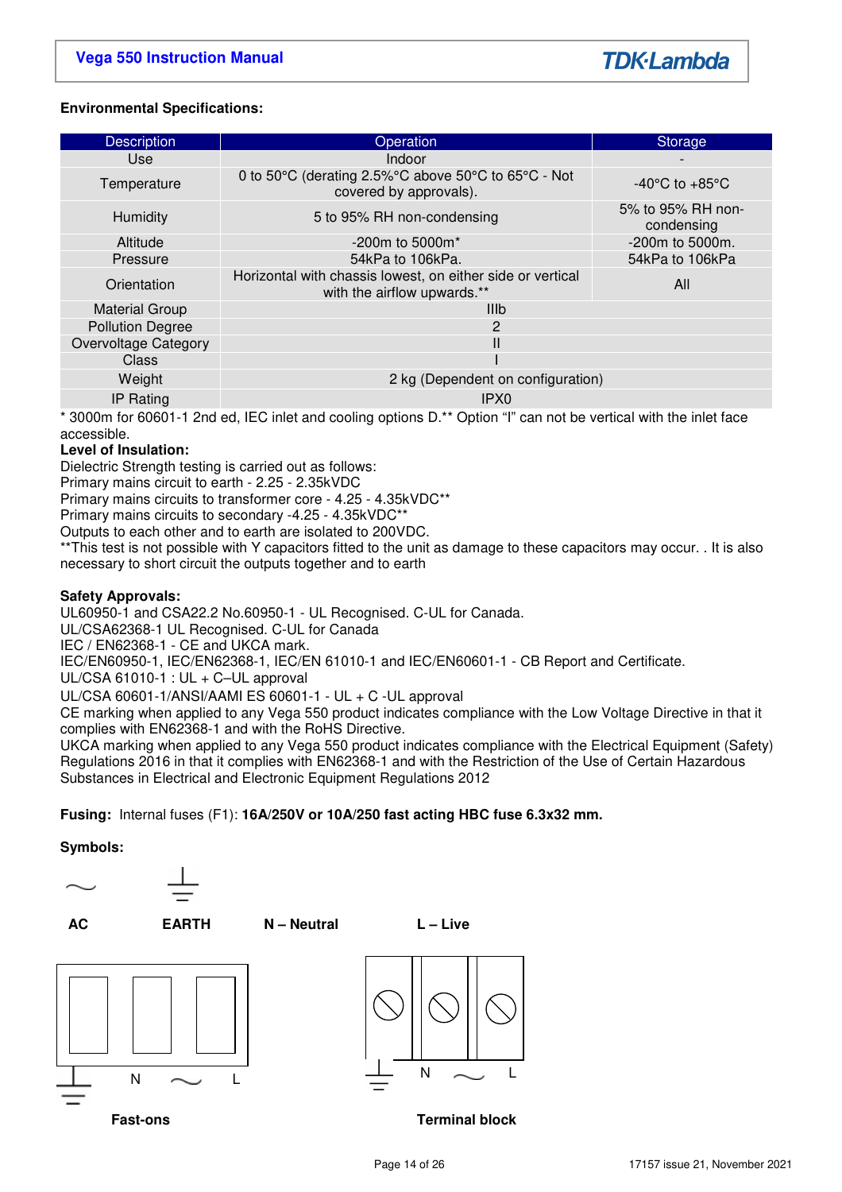**Environmental Specifications:**

| Description | Operation | Storage |
|---|---|---|
| Use | Indoor | - |
| Temperature | 0 to 50°C (derating 2.5%°C above 50°C to 65°C - Not covered by approvals). | -40°C to +85°C |
| Humidity | 5 to 95% RH non-condensing | 5% to 95% RH non-condensing |
| Altitude | -200m to 5000m* | -200m to 5000m. |
| Pressure | 54kPa to 106kPa. | 54kPa to 106kPa |
| Orientation | Horizontal with chassis lowest, on either side or vertical with the airflow upwards.** | All |
| Material Group | IIIb | |
| Pollution Degree | 2 | |
| Overvoltage Category | II | |
| Class | I | |
| Weight | 2 kg (Dependent on configuration) | |
| IP Rating | IPX0 | |

* 3000m for 60601-1 2nd ed, IEC inlet and cooling options D.** Option "I" can not be vertical with the inlet face accessible.

**Level of Insulation:**

Dielectric Strength testing is carried out as follows:
Primary mains circuit to earth - 2.25 - 2.35kVDC
Primary mains circuits to transformer core - 4.25 - 4.35kVDC**
Primary mains circuits to secondary -4.25 - 4.35kVDC**
Outputs to each other and to earth are isolated to 200VDC.
**This test is not possible with Y capacitors fitted to the unit as damage to these capacitors may occur. . It is also necessary to short circuit the outputs together and to earth

**Safety Approvals:**

UL60950-1 and CSA22.2 No.60950-1 - UL Recognised. C-UL for Canada.
UL/CSA62368-1 UL Recognised. C-UL for Canada
IEC / EN62368-1 - CE and UKCA mark.
IEC/EN60950-1, IEC/EN62368-1, IEC/EN 61010-1 and IEC/EN60601-1 - CB Report and Certificate.
UL/CSA 61010-1 : UL + C–UL approval
UL/CSA 60601-1/ANSI/AAMI ES 60601-1 - UL + C -UL approval
CE marking when applied to any Vega 550 product indicates compliance with the Low Voltage Directive in that it complies with EN62368-1 and with the RoHS Directive.
UKCA marking when applied to any Vega 550 product indicates compliance with the Electrical Equipment (Safety) Regulations 2016 in that it complies with EN62368-1 and with the Restriction of the Use of Certain Hazardous Substances in Electrical and Electronic Equipment Regulations 2012

**Fusing:** Internal fuses (F1): **16A/250V or 10A/250 fast acting HBC fuse 6.3x32 mm.**

**Symbols:**

~ **AC** | ⏚ **EARTH** | **N – Neutral** | **L – Live**

⏚ N ~ L

**Fast-ons**

⏚ N ~ L

**Terminal block**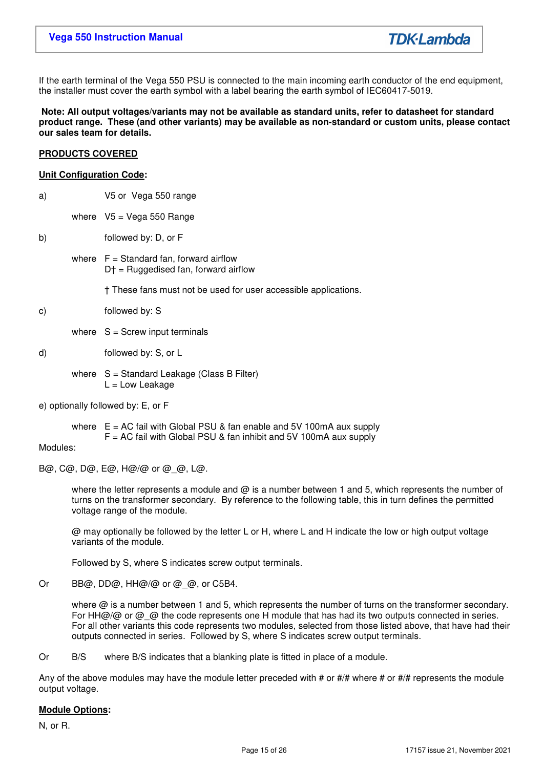If the earth terminal of the Vega 550 PSU is connected to the main incoming earth conductor of the end equipment, the installer must cover the earth symbol with a label bearing the earth symbol of IEC60417-5019.

**Note: All output voltages/variants may not be available as standard units, refer to datasheet for standard product range. These (and other variants) may be available as non-standard or custom units, please contact our sales team for details.**

**PRODUCTS COVERED**

**Unit Configuration Code:**

a) V5 or Vega 550 range

where V5 = Vega 550 Range

b) followed by: D, or F

where F = Standard fan, forward airflow
D† = Ruggedised fan, forward airflow

† These fans must not be used for user accessible applications.

c) followed by: S

where S = Screw input terminals

d) followed by: S, or L

where S = Standard Leakage (Class B Filter)
L = Low Leakage

e) optionally followed by: E, or F

where E = AC fail with Global PSU & fan enable and 5V 100mA aux supply
F = AC fail with Global PSU & fan inhibit and 5V 100mA aux supply

Modules:

B@, C@, D@, E@, H@/@ or @_@, L@.

where the letter represents a module and @ is a number between 1 and 5, which represents the number of turns on the transformer secondary. By reference to the following table, this in turn defines the permitted voltage range of the module.

@ may optionally be followed by the letter L or H, where L and H indicate the low or high output voltage variants of the module.

Followed by S, where S indicates screw output terminals.

Or BB@, DD@, HH@/@ or @_@, or C5B4.

where @ is a number between 1 and 5, which represents the number of turns on the transformer secondary. For HH@/@ or @_@ the code represents one H module that has had its two outputs connected in series. For all other variants this code represents two modules, selected from those listed above, that have had their outputs connected in series. Followed by S, where S indicates screw output terminals.

Or B/S where B/S indicates that a blanking plate is fitted in place of a module.

Any of the above modules may have the module letter preceded with # or #/# where # or #/# represents the module output voltage.

**Module Options:**

N, or R.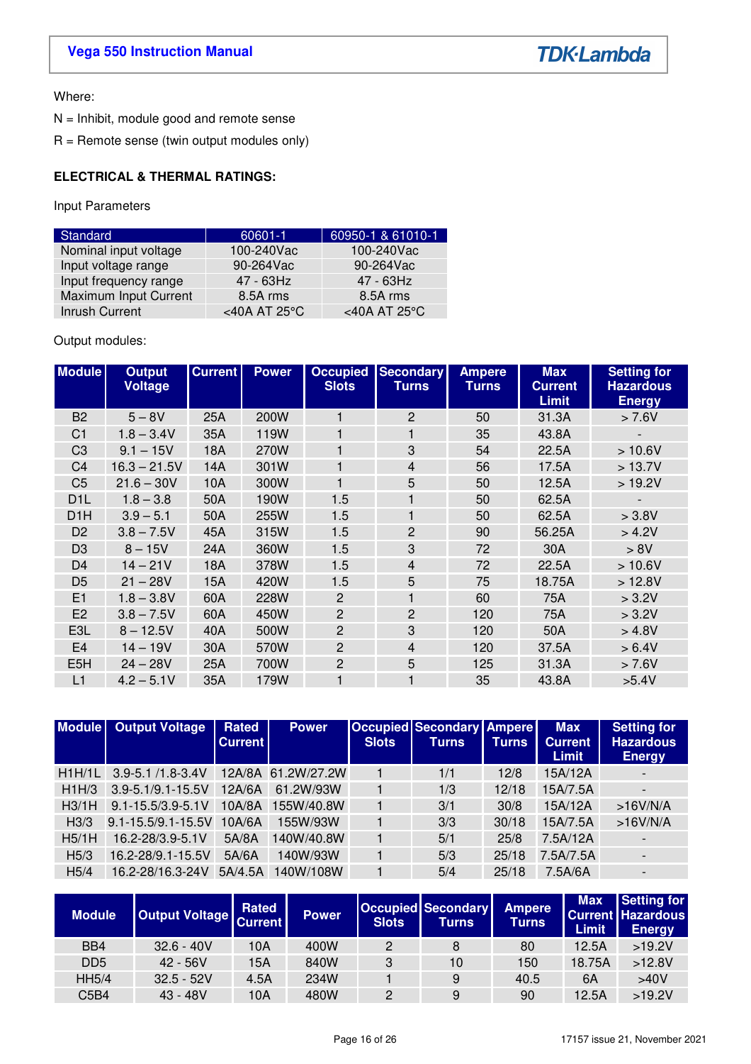Where:

N = Inhibit, module good and remote sense

R = Remote sense (twin output modules only)

**ELECTRICAL & THERMAL RATINGS:**

Input Parameters

| Standard | 60601-1 | 60950-1 & 61010-1 |
|---|---|---|
| Nominal input voltage | 100-240Vac | 100-240Vac |
| Input voltage range | 90-264Vac | 90-264Vac |
| Input frequency range | 47 - 63Hz | 47 - 63Hz |
| Maximum Input Current | 8.5A rms | 8.5A rms |
| Inrush Current | <40A AT 25°C | <40A AT 25°C |

Output modules:

| Module | Output Voltage | Current | Power | Occupied Slots | Secondary Turns | Ampere Turns | Max Current Limit | Setting for Hazardous Energy |
|---|---|---|---|---|---|---|---|---|
| B2 | 5 – 8V | 25A | 200W | 1 | 2 | 50 | 31.3A | > 7.6V |
| C1 | 1.8 – 3.4V | 35A | 119W | 1 | 1 | 35 | 43.8A | - |
| C3 | 9.1 – 15V | 18A | 270W | 1 | 3 | 54 | 22.5A | > 10.6V |
| C4 | 16.3 – 21.5V | 14A | 301W | 1 | 4 | 56 | 17.5A | > 13.7V |
| C5 | 21.6 – 30V | 10A | 300W | 1 | 5 | 50 | 12.5A | > 19.2V |
| D1L | 1.8 – 3.8 | 50A | 190W | 1.5 | 1 | 50 | 62.5A | - |
| D1H | 3.9 – 5.1 | 50A | 255W | 1.5 | 1 | 50 | 62.5A | > 3.8V |
| D2 | 3.8 – 7.5V | 45A | 315W | 1.5 | 2 | 90 | 56.25A | > 4.2V |
| D3 | 8 – 15V | 24A | 360W | 1.5 | 3 | 72 | 30A | > 8V |
| D4 | 14 – 21V | 18A | 378W | 1.5 | 4 | 72 | 22.5A | > 10.6V |
| D5 | 21 – 28V | 15A | 420W | 1.5 | 5 | 75 | 18.75A | > 12.8V |
| E1 | 1.8 – 3.8V | 60A | 228W | 2 | 1 | 60 | 75A | > 3.2V |
| E2 | 3.8 – 7.5V | 60A | 450W | 2 | 2 | 120 | 75A | > 3.2V |
| E3L | 8 – 12.5V | 40A | 500W | 2 | 3 | 120 | 50A | > 4.8V |
| E4 | 14 – 19V | 30A | 570W | 2 | 4 | 120 | 37.5A | > 6.4V |
| E5H | 24 – 28V | 25A | 700W | 2 | 5 | 125 | 31.3A | > 7.6V |
| L1 | 4.2 – 5.1V | 35A | 179W | 1 | 1 | 35 | 43.8A | >5.4V |

| Module | Output Voltage | Rated Current | Power | Occupied Slots | Secondary Turns | Ampere Turns | Max Current Limit | Setting for Hazardous Energy |
|---|---|---|---|---|---|---|---|---|
| H1H/1L | 3.9-5.1 /1.8-3.4V | 12A/8A | 61.2W/27.2W | 1 | 1/1 | 12/8 | 15A/12A | - |
| H1H/3 | 3.9-5.1/9.1-15.5V | 12A/6A | 61.2W/93W | 1 | 1/3 | 12/18 | 15A/7.5A | - |
| H3/1H | 9.1-15.5/3.9-5.1V | 10A/8A | 155W/40.8W | 1 | 3/1 | 30/8 | 15A/12A | >16V/N/A |
| H3/3 | 9.1-15.5/9.1-15.5V | 10A/6A | 155W/93W | 1 | 3/3 | 30/18 | 15A/7.5A | >16V/N/A |
| H5/1H | 16.2-28/3.9-5.1V | 5A/8A | 140W/40.8W | 1 | 5/1 | 25/8 | 7.5A/12A | - |
| H5/3 | 16.2-28/9.1-15.5V | 5A/6A | 140W/93W | 1 | 5/3 | 25/18 | 7.5A/7.5A | - |
| H5/4 | 16.2-28/16.3-24V | 5A/4.5A | 140W/108W | 1 | 5/4 | 25/18 | 7.5A/6A | - |

| Module | Output Voltage | Rated Current | Power | Occupied Slots | Secondary Turns | Ampere Turns | Max Current Limit | Setting for Hazardous Energy |
|---|---|---|---|---|---|---|---|---|
| BB4 | 32.6 - 40V | 10A | 400W | 2 | 8 | 80 | 12.5A | >19.2V |
| DD5 | 42 - 56V | 15A | 840W | 3 | 10 | 150 | 18.75A | >12.8V |
| HH5/4 | 32.5 - 52V | 4.5A | 234W | 1 | 9 | 40.5 | 6A | >40V |
| C5B4 | 43 - 48V | 10A | 480W | 2 | 9 | 90 | 12.5A | >19.2V |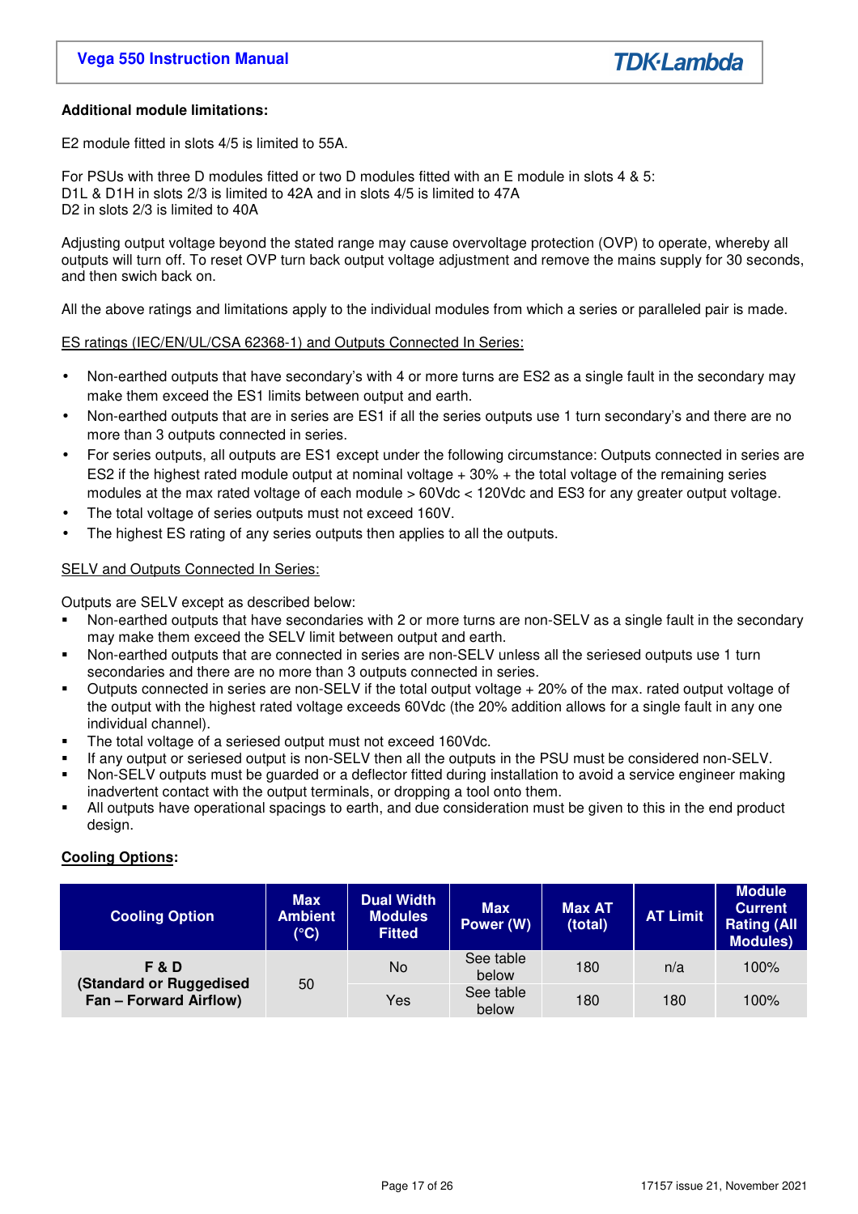**Additional module limitations:**

E2 module fitted in slots 4/5 is limited to 55A.

For PSUs with three D modules fitted or two D modules fitted with an E module in slots 4 & 5:
D1L & D1H in slots 2/3 is limited to 42A and in slots 4/5 is limited to 47A
D2 in slots 2/3 is limited to 40A

Adjusting output voltage beyond the stated range may cause overvoltage protection (OVP) to operate, whereby all outputs will turn off. To reset OVP turn back output voltage adjustment and remove the mains supply for 30 seconds, and then swich back on.

All the above ratings and limitations apply to the individual modules from which a series or paralleled pair is made.

ES ratings (IEC/EN/UL/CSA 62368-1) and Outputs Connected In Series:

- Non-earthed outputs that have secondary's with 4 or more turns are ES2 as a single fault in the secondary may make them exceed the ES1 limits between output and earth.
- Non-earthed outputs that are in series are ES1 if all the series outputs use 1 turn secondary's and there are no more than 3 outputs connected in series.
- For series outputs, all outputs are ES1 except under the following circumstance: Outputs connected in series are ES2 if the highest rated module output at nominal voltage + 30% + the total voltage of the remaining series modules at the max rated voltage of each module > 60Vdc < 120Vdc and ES3 for any greater output voltage.
- The total voltage of series outputs must not exceed 160V.
- The highest ES rating of any series outputs then applies to all the outputs.

SELV and Outputs Connected In Series:

Outputs are SELV except as described below:

- Non-earthed outputs that have secondaries with 2 or more turns are non-SELV as a single fault in the secondary may make them exceed the SELV limit between output and earth.
- Non-earthed outputs that are connected in series are non-SELV unless all the seriesed outputs use 1 turn secondaries and there are no more than 3 outputs connected in series.
- Outputs connected in series are non-SELV if the total output voltage + 20% of the max. rated output voltage of the output with the highest rated voltage exceeds 60Vdc (the 20% addition allows for a single fault in any one individual channel).
- The total voltage of a seriesed output must not exceed 160Vdc.
- If any output or seriesed output is non-SELV then all the outputs in the PSU must be considered non-SELV.
- Non-SELV outputs must be guarded or a deflector fitted during installation to avoid a service engineer making inadvertent contact with the output terminals, or dropping a tool onto them.
- All outputs have operational spacings to earth, and due consideration must be given to this in the end product design.

**Cooling Options:**

| Cooling Option | Max Ambient (°C) | Dual Width Modules Fitted | Max Power (W) | Max AT (total) | AT Limit | Module Current Rating (All Modules) |
|---|---|---|---|---|---|---|
| F & D (Standard or Ruggedised Fan – Forward Airflow) | 50 | No | See table below | 180 | n/a | 100% |
| | | Yes | See table below | 180 | 180 | 100% |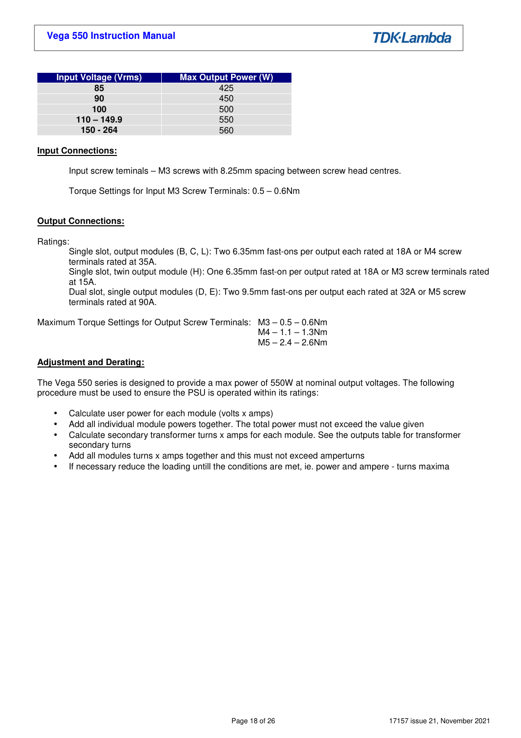| Input Voltage (Vrms) | Max Output Power (W) |
| --- | --- |
| **85** | 425 |
| **90** | 450 |
| **100** | 500 |
| **110 – 149.9** | 550 |
| **150 - 264** | 560 |

## Input Connections:

Input screw teminals – M3 screws with 8.25mm spacing between screw head centres.

Torque Settings for Input M3 Screw Terminals: 0.5 – 0.6Nm

## Output Connections:

Ratings:

Single slot, output modules (B, C, L): Two 6.35mm fast-ons per output each rated at 18A or M4 screw terminals rated at 35A.
Single slot, twin output module (H): One 6.35mm fast-on per output rated at 18A or M3 screw terminals rated at 15A.
Dual slot, single output modules (D, E): Two 9.5mm fast-ons per output each rated at 32A or M5 screw terminals rated at 90A.

Maximum Torque Settings for Output Screw Terminals: M3 – 0.5 – 0.6Nm
M4 – 1.1 – 1.3Nm
M5 – 2.4 – 2.6Nm

## Adjustment and Derating:

The Vega 550 series is designed to provide a max power of 550W at nominal output voltages. The following procedure must be used to ensure the PSU is operated within its ratings:

- Calculate user power for each module (volts x amps)
- Add all individual module powers together. The total power must not exceed the value given
- Calculate secondary transformer turns x amps for each module. See the outputs table for transformer secondary turns
- Add all modules turns x amps together and this must not exceed amperturns
- If necessary reduce the loading untill the conditions are met, ie. power and ampere - turns maxima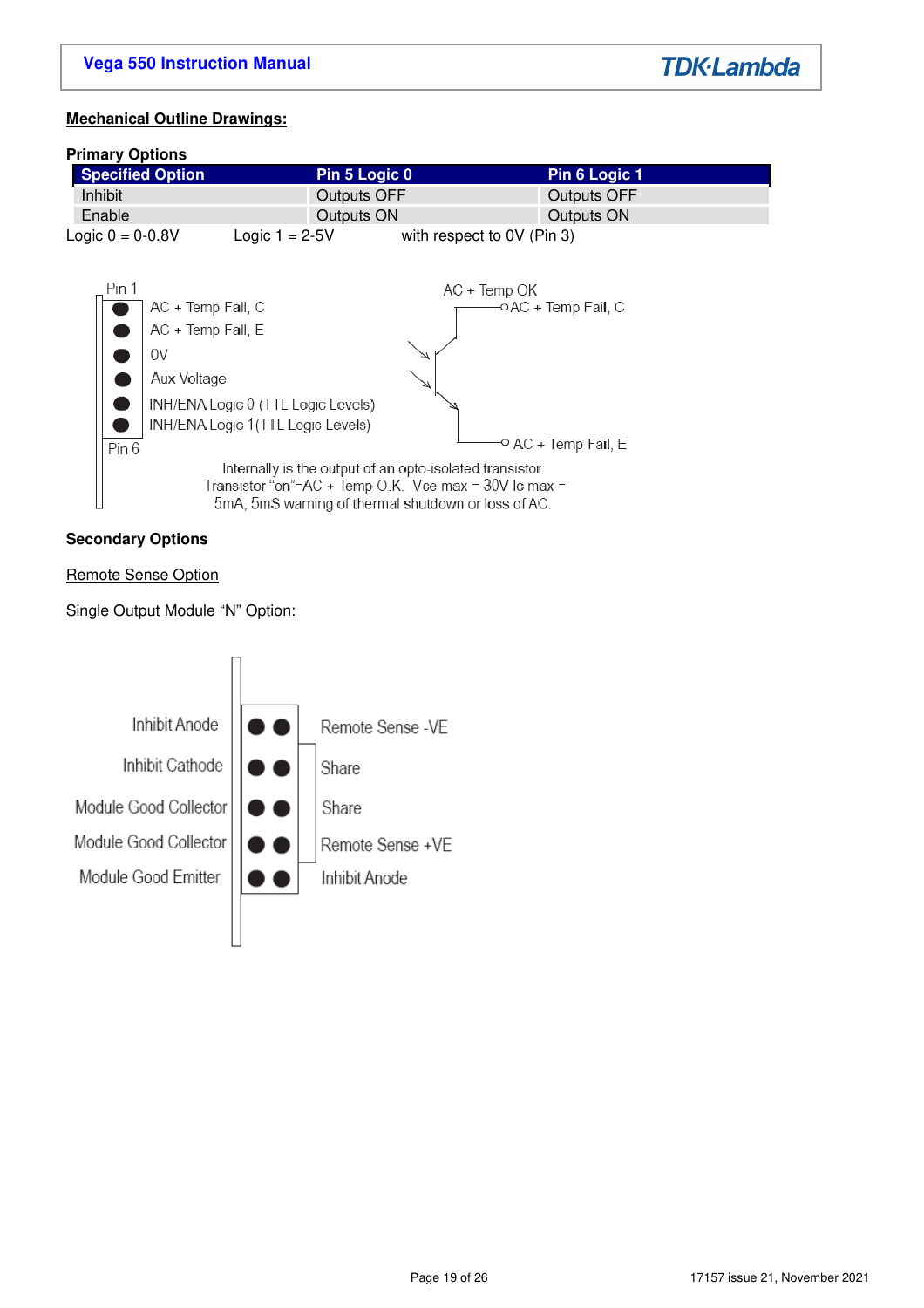## Mechanical Outline Drawings:

### Primary Options

| Specified Option | Pin 5 Logic 0 | Pin 6 Logic 1 |
|---|---|---|
| Inhibit | Outputs OFF | Outputs OFF |
| Enable | Outputs ON | Outputs ON |

Logic 0 = 0-0.8V     Logic 1 = 2-5V     with respect to 0V (Pin 3)

Pin 1
- AC + Temp Fail, C
- AC + Temp Fail, E
- 0V
- Aux Voltage
- INH/ENA Logic 0 (TTL Logic Levels)
- INH/ENA Logic 1 (TTL Logic Levels)

Pin 6

AC + Temp OK

AC + Temp Fail, C

AC + Temp Fail, E

Internally is the output of an opto-isolated transistor. Transistor "on"=AC + Temp O.K. Vce max = 30V Ic max = 5mA, 5mS warning of thermal shutdown or loss of AC.

### Secondary Options

Remote Sense Option

Single Output Module "N" Option:

| Left | Right |
|---|---|
| Inhibit Anode | Remote Sense -VE |
| Inhibit Cathode | Share |
| Module Good Collector | Share |
| Module Good Collector | Remote Sense +VE |
| Module Good Emitter | Inhibit Anode |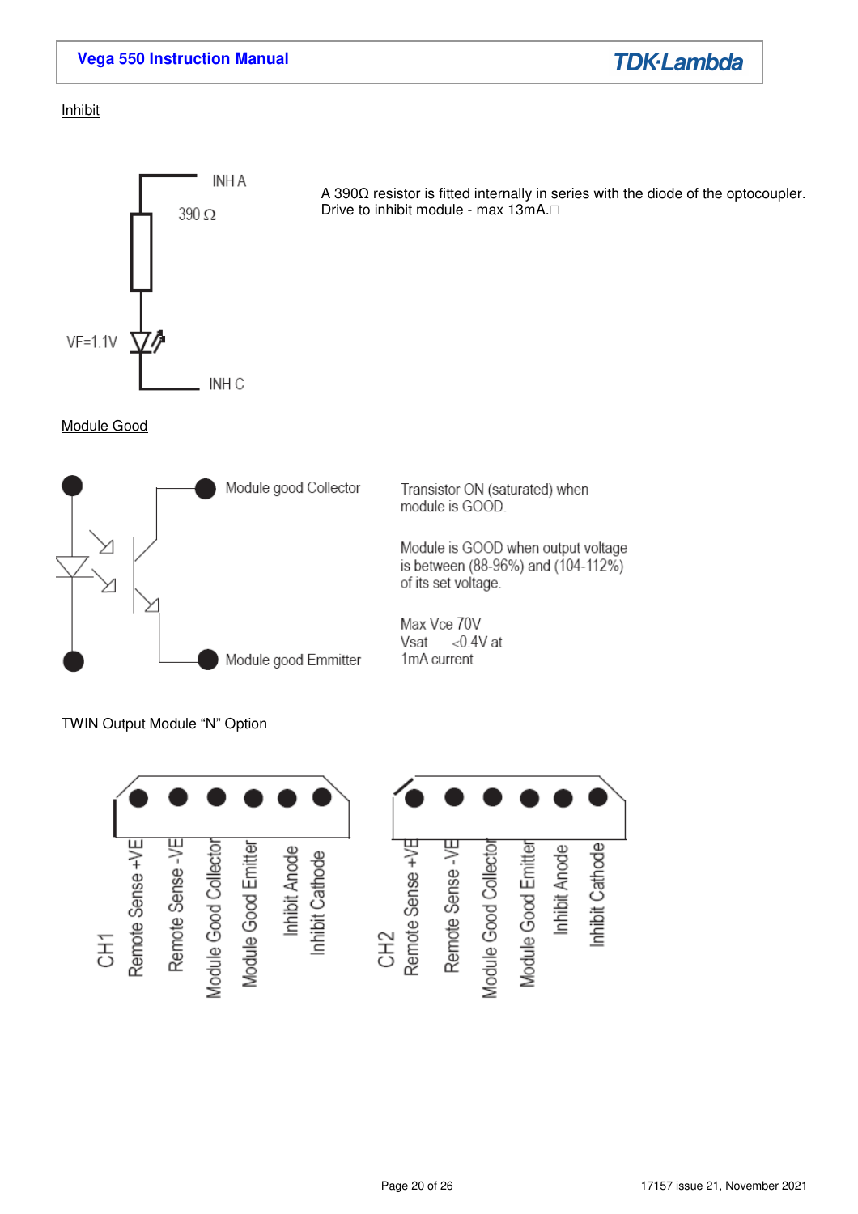Inhibit

INH A

390 Ω

VF=1.1V

INH C

A 390Ω resistor is fitted internally in series with the diode of the optocoupler.
Drive to inhibit module - max 13mA.

Module Good

Module good Collector

Module good Emmitter

Transistor ON (saturated) when module is GOOD.

Module is GOOD when output voltage is between (88-96%) and (104-112%) of its set voltage.

Max Vce 70V
Vsat <0.4V at 1mA current

TWIN Output Module "N" Option

CH1: Remote Sense +VE, Remote Sense -VE, Module Good Collector, Module Good Emitter, Inhibit Anode, Inhibit Cathode

CH2: Remote Sense +VE, Remote Sense -VE, Module Good Collector, Module Good Emitter, Inhibit Anode, Inhibit Cathode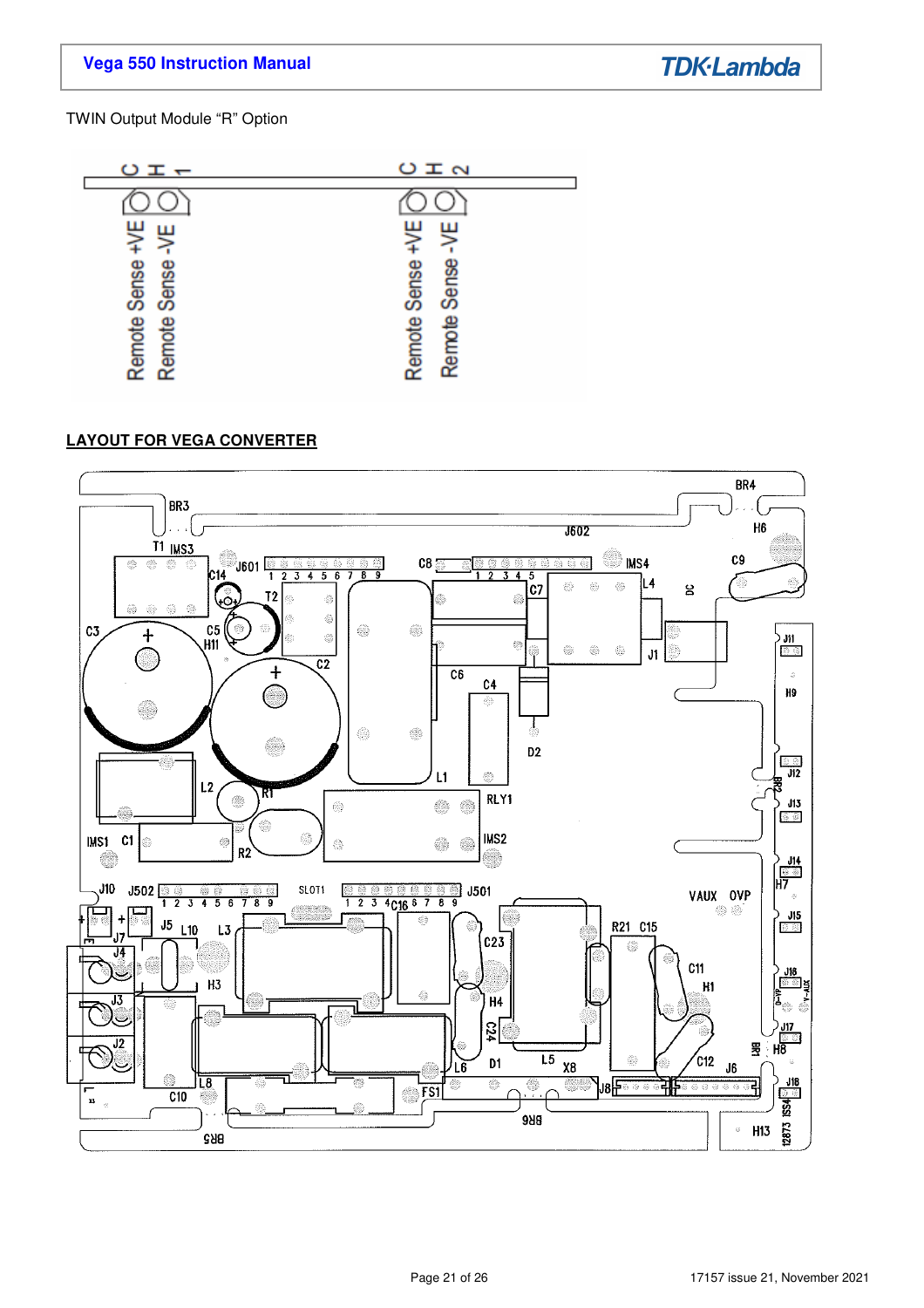TWIN Output Module “R” Option

CH1

Remote Sense +VE

Remote Sense -VE

CH2

Remote Sense +VE

Remote Sense -VE

**LAYOUT FOR VEGA CONVERTER**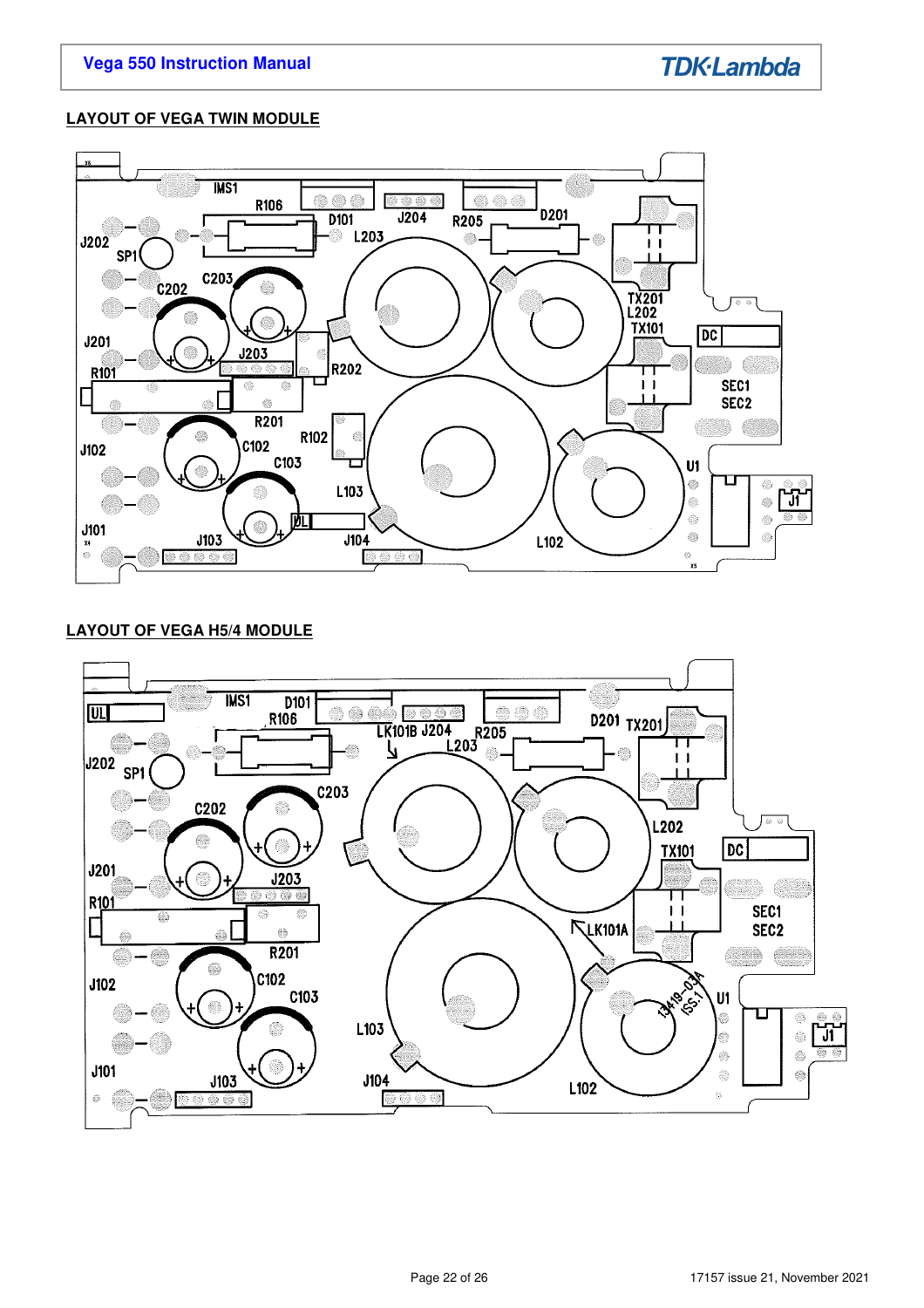## LAYOUT OF VEGA TWIN MODULE

## LAYOUT OF VEGA H5/4 MODULE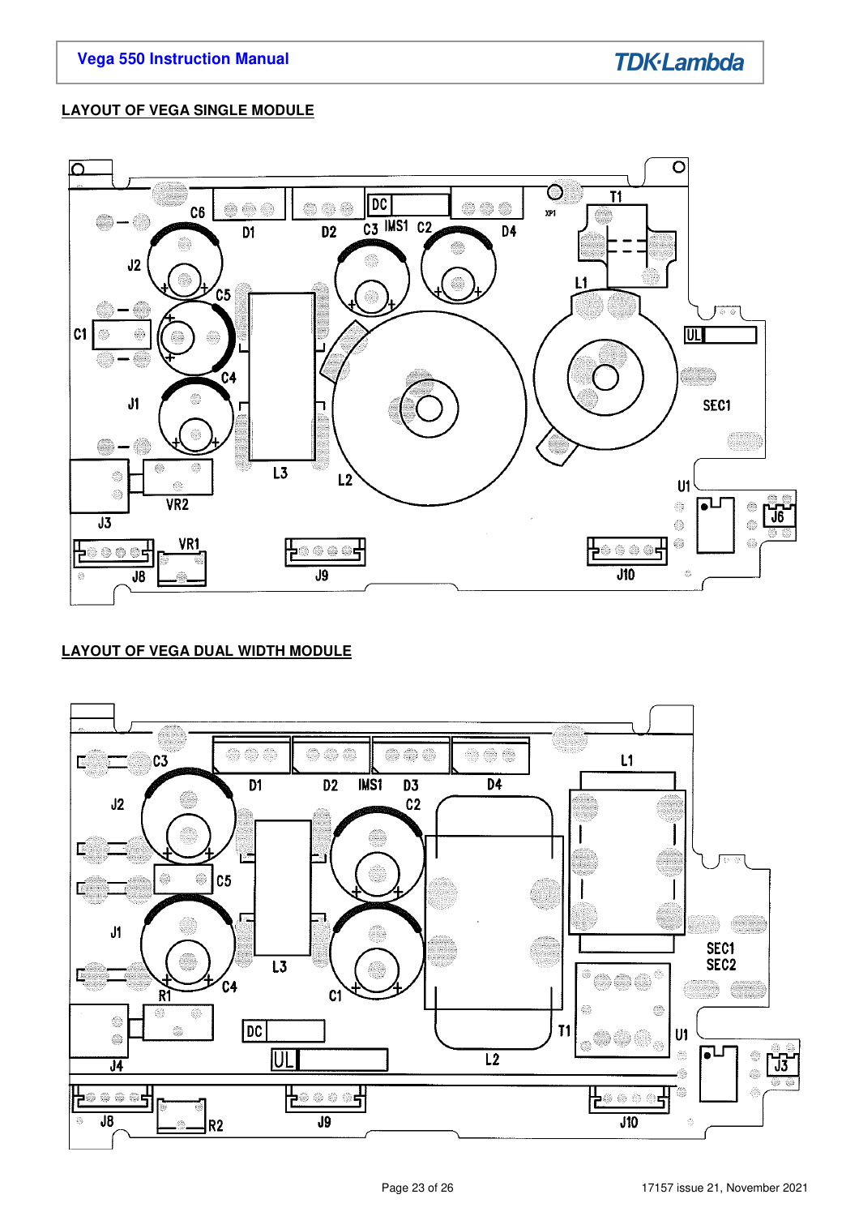## LAYOUT OF VEGA SINGLE MODULE

## LAYOUT OF VEGA DUAL WIDTH MODULE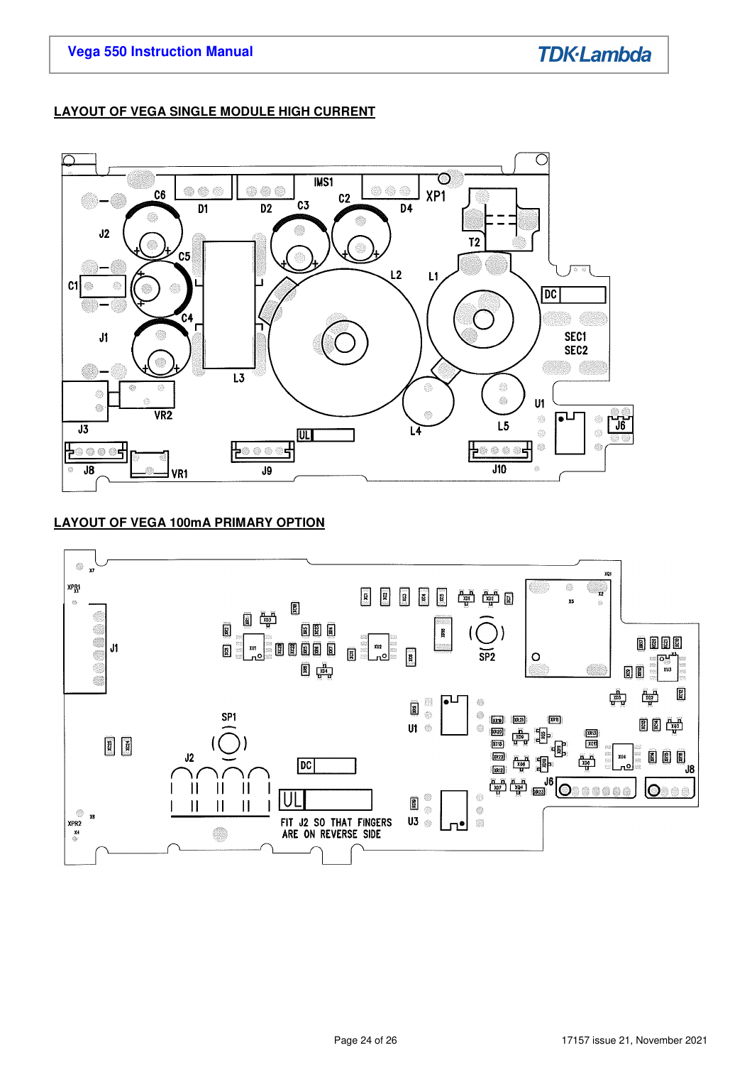## LAYOUT OF VEGA SINGLE MODULE HIGH CURRENT

## LAYOUT OF VEGA 100mA PRIMARY OPTION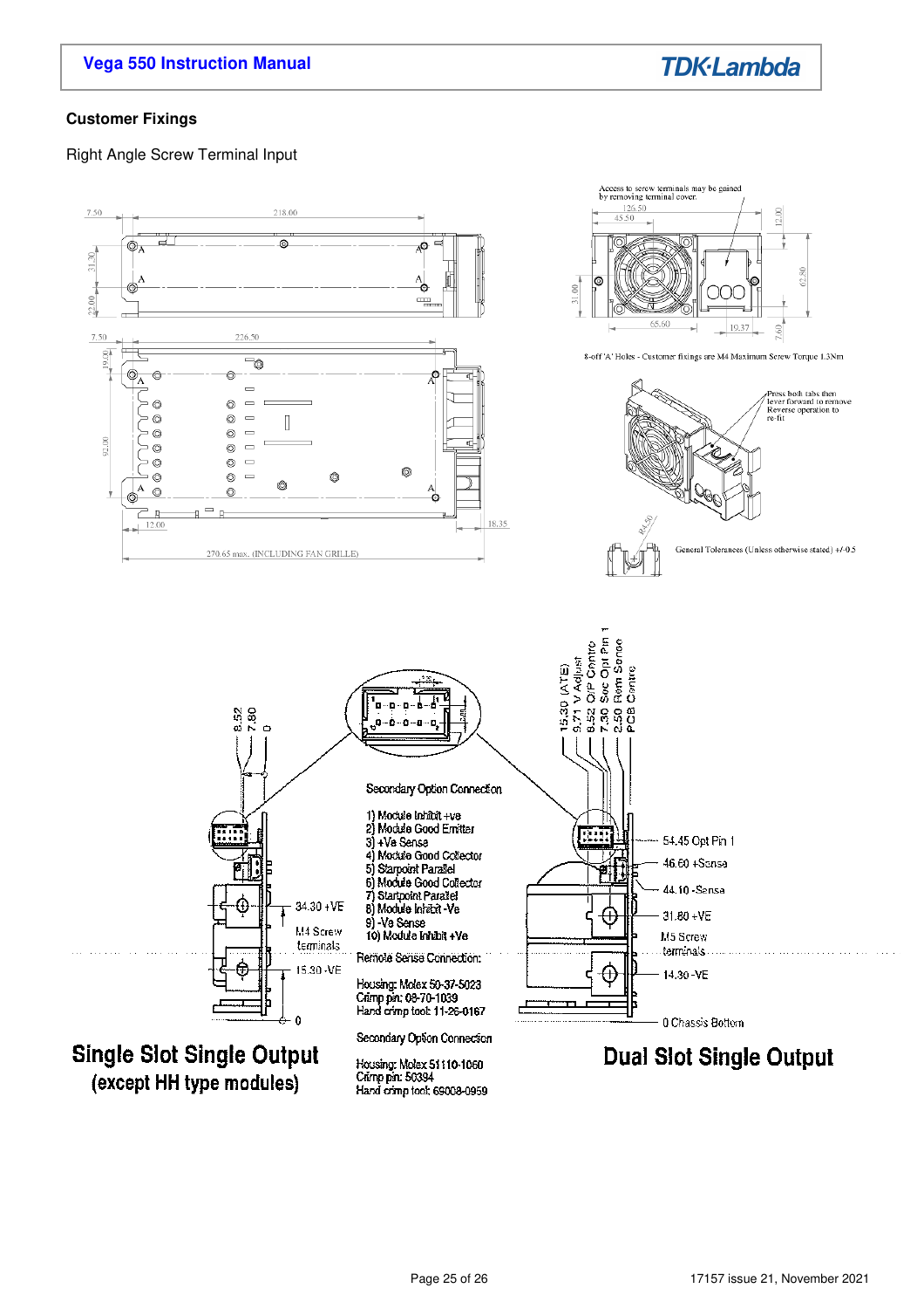### Customer Fixings

Right Angle Screw Terminal Input

Access to screw terminals may be gained by removing terminal cover.

8-off 'A' Holes - Customer fixings are M4 Maximum Screw Torque 1.3Nm

Press both tabs then lever forward to remove. Reverse operation to re-fit

General Tolerances (Unless otherwise stated) +/-0.5

270.65 max. (INCLUDING FAN GRILLE)

Secondary Option Connection

1) Module Inhibit +ve
2) Module Good Emitter
3) +Ve Sense
4) Module Good Collector
5) Starpoint Parallel
6) Module Good Collector
7) Startpoint Parallel
8) Module Inhibit -Ve
9) -Ve Sense
10) Module Inhibit +Ve

Remote Sense Connection:

Housing: Molex 50-37-5023
Crimp pin: 08-70-1039
Hand crimp tool: 11-26-0167

Secondary Option Connection

Housing: Molex 51110-1060
Crimp pin: 50394
Hand crimp tool: 69008-0959

**Single Slot Single Output (except HH type modules)**

8.52, 7.80, 0; 34.30 +VE; M4 Screw terminals; 15.30 -VE; 0

**Dual Slot Single Output**

15.30 (ATE); 9.71 V Adjust; 8.52 O/P Contro; 7.30 Sec Opt Pin 1; 2.50 Rem Sense; PCB Centre

54.45 Opt Pin 1; 46.60 +Sense; 44.10 -Sense; 31.80 +VE; M5 Screw terminals; 14.30 -VE; 0 Chassis Bottom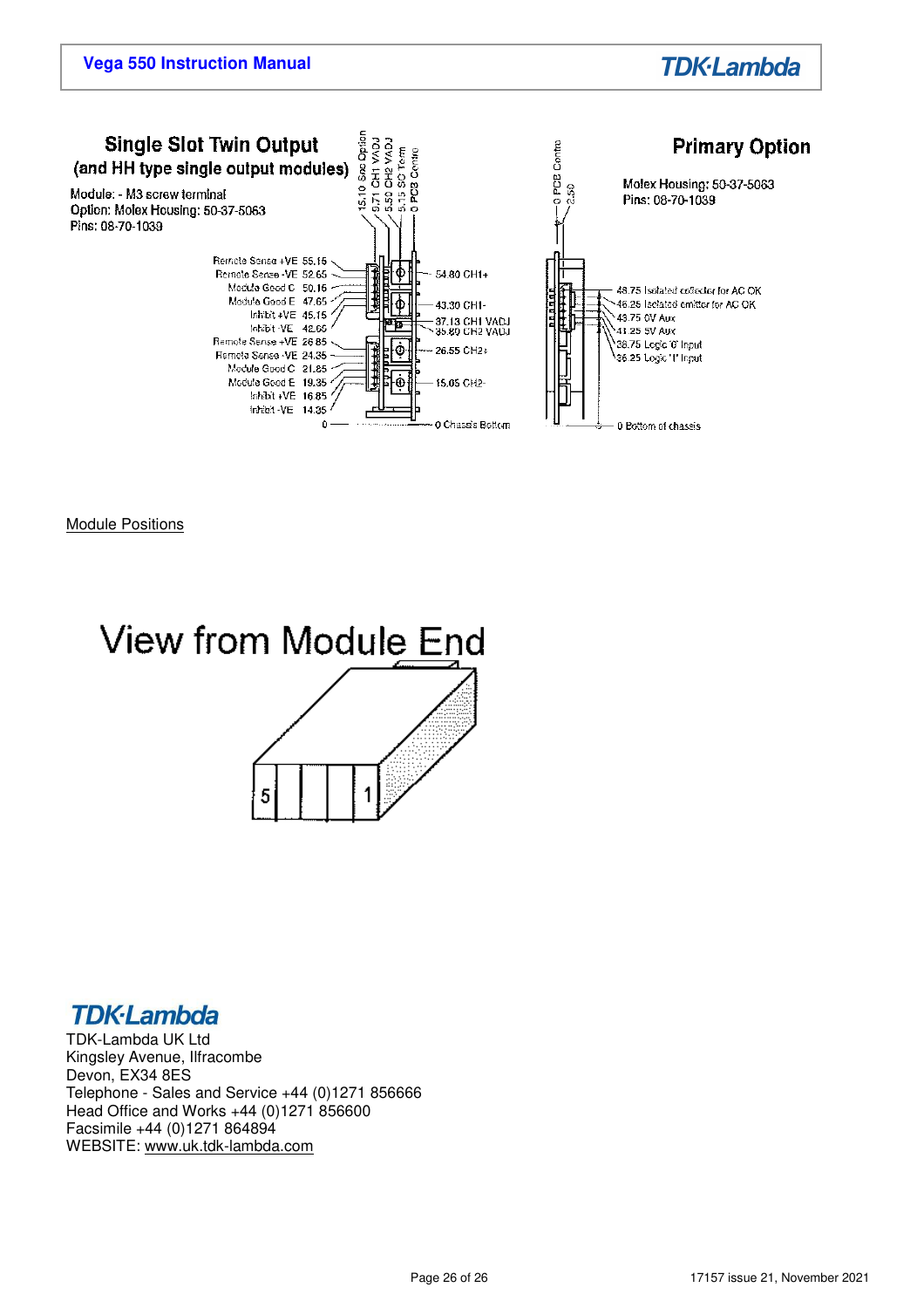**Single Slot Twin Output**
**(and HH type single output modules)**

Module: - M3 screw terminal
Option: Molex Housing: 50-37-5063
Pins: 08-70-1039

15.10 Sec Option
5.71 CH1 VADJ
5.50 CH2 VADJ
5.15 SC Term
0 PCB Centre

Remote Sense +VE 55.15
Remote Sense -VE 52.65
Module Good C 50.15
Module Good E 47.65
Inhibit +VE 45.15
Inhibit -VE 42.65
Remote Sense +VE 26.85
Remote Sense -VE 24.35
Module Good C 21.85
Module Good E 19.35
Inhibit +VE 16.85
Inhibit -VE 14.35
0

54.80 CH1+
43.30 CH1-
37.13 CH1 VADJ
35.80 CH2 VADJ
26.55 CH2+
15.05 CH2-
0 Chassis Bottom

**Primary Option**

Molex Housing: 50-37-5063
Pins: 08-70-1039

0 PCB Centre
2.50

48.75 Isolated collector for AC OK
46.25 Isolated emitter for AC OK
43.75 0V Aux
41.25 5V Aux
38.75 Logic '0' Input
36.25 Logic '1' Input
0 Bottom of chassis

Module Positions

View from Module End

5
1

**TDK·Lambda**

TDK-Lambda UK Ltd
Kingsley Avenue, Ilfracombe
Devon, EX34 8ES
Telephone - Sales and Service +44 (0)1271 856666
Head Office and Works +44 (0)1271 856600
Facsimile +44 (0)1271 864894
WEBSITE: www.uk.tdk-lambda.com